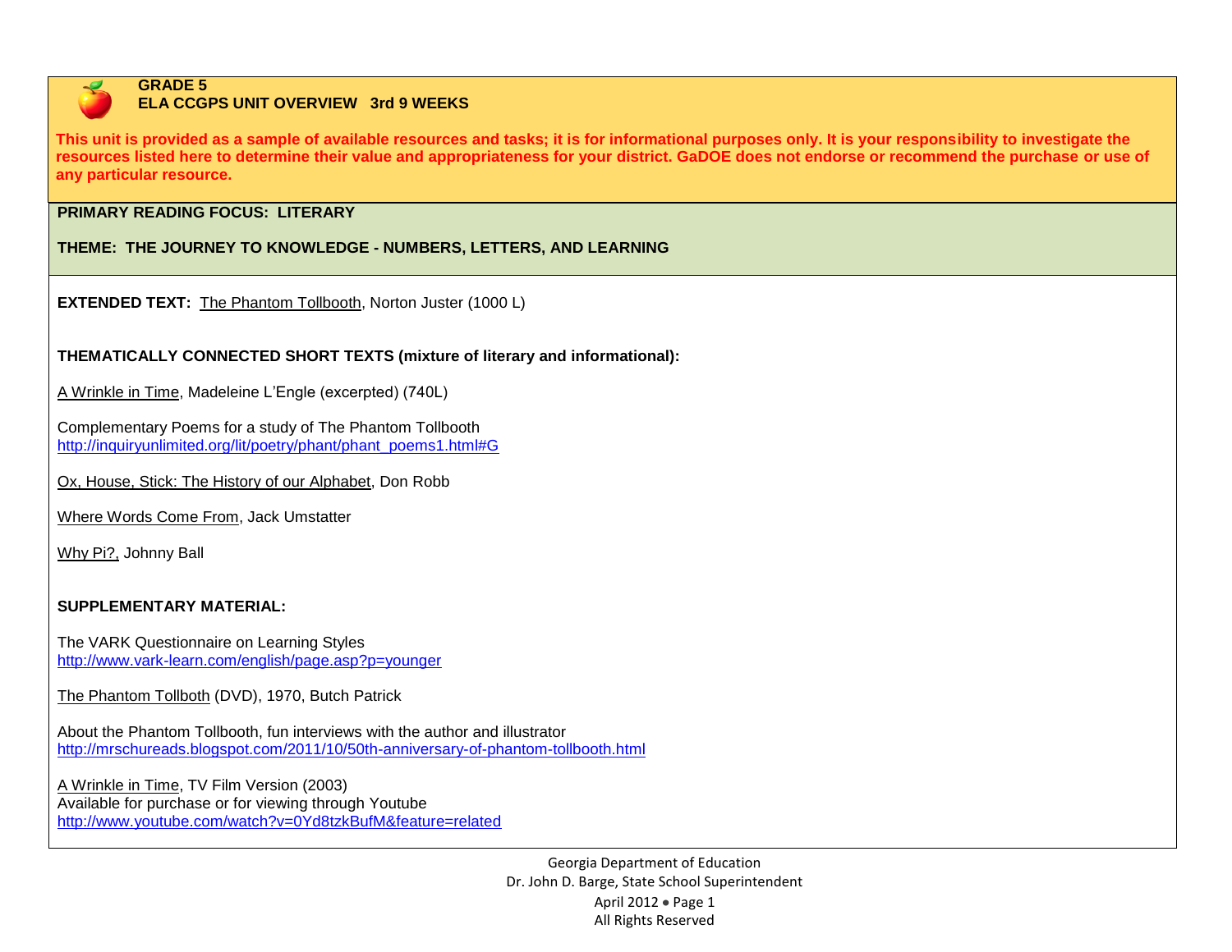**GRADE 5**
**ELA CCGPS UNIT OVERVIEW 3rd 9 WEEKS**

**This unit is provided as a sample of available resources and tasks; it is for informational purposes only. It is your responsibility to investigate the resources listed here to determine their value and appropriateness for your district. GaDOE does not endorse or recommend the purchase or use of any particular resource.**

**PRIMARY READING FOCUS: LITERARY**

**THEME: THE JOURNEY TO KNOWLEDGE - NUMBERS, LETTERS, AND LEARNING**

**EXTENDED TEXT:** The Phantom Tollbooth, Norton Juster (1000 L)

**THEMATICALLY CONNECTED SHORT TEXTS (mixture of literary and informational):**

A Wrinkle in Time, Madeleine L'Engle (excerpted) (740L)

Complementary Poems for a study of The Phantom Tollbooth
http://inquiryunlimited.org/lit/poetry/phant/phant_poems1.html#G

Ox, House, Stick: The History of our Alphabet, Don Robb

Where Words Come From, Jack Umstatter

Why Pi?, Johnny Ball

**SUPPLEMENTARY MATERIAL:**

The VARK Questionnaire on Learning Styles
http://www.vark-learn.com/english/page.asp?p=younger

The Phantom Tollboth (DVD), 1970, Butch Patrick

About the Phantom Tollbooth, fun interviews with the author and illustrator
http://mrschureads.blogspot.com/2011/10/50th-anniversary-of-phantom-tollbooth.html

A Wrinkle in Time, TV Film Version (2003)
Available for purchase or for viewing through Youtube
http://www.youtube.com/watch?v=0Yd8tzkBufM&feature=related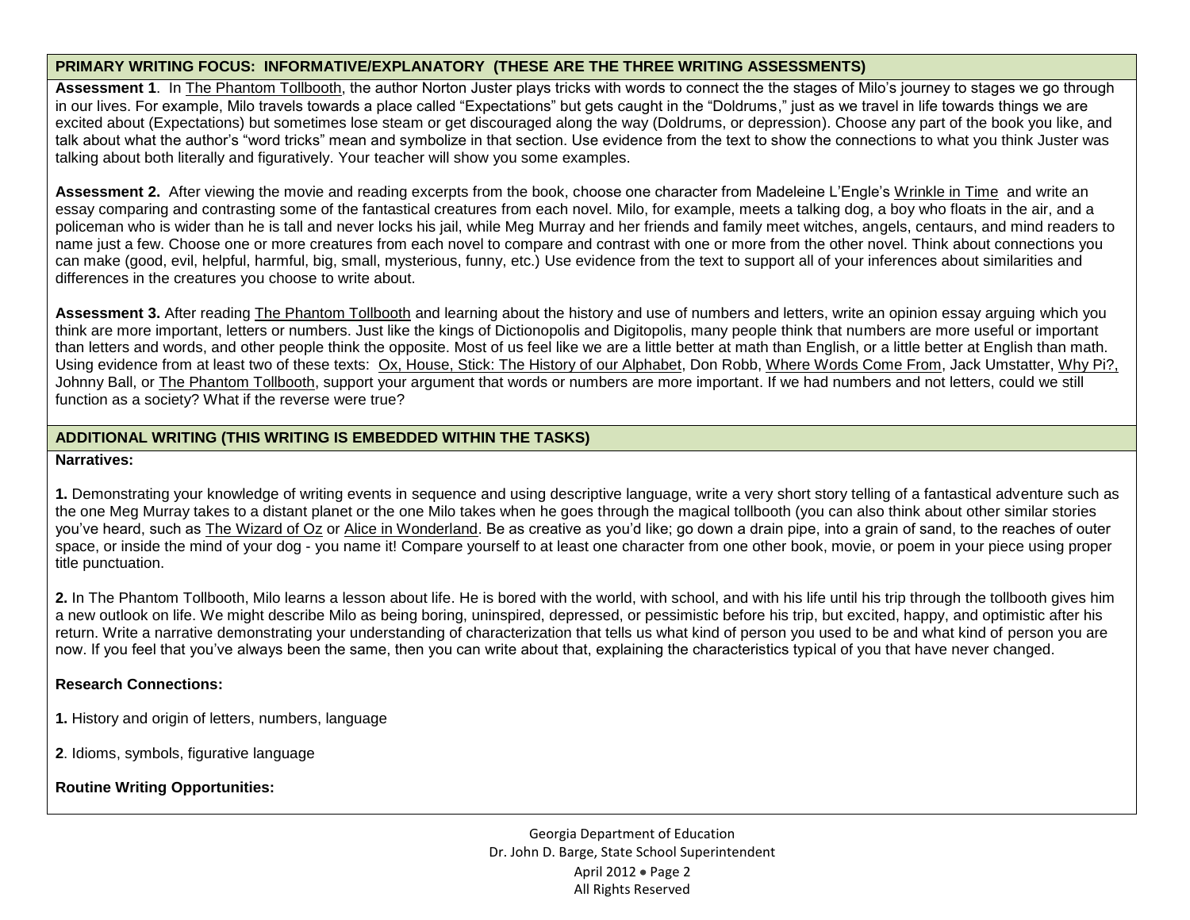## PRIMARY WRITING FOCUS: INFORMATIVE/EXPLANATORY (THESE ARE THE THREE WRITING ASSESSMENTS)

**Assessment 1**. In The Phantom Tollbooth, the author Norton Juster plays tricks with words to connect the the stages of Milo's journey to stages we go through in our lives. For example, Milo travels towards a place called "Expectations" but gets caught in the "Doldrums," just as we travel in life towards things we are excited about (Expectations) but sometimes lose steam or get discouraged along the way (Doldrums, or depression). Choose any part of the book you like, and talk about what the author's "word tricks" mean and symbolize in that section. Use evidence from the text to show the connections to what you think Juster was talking about both literally and figuratively. Your teacher will show you some examples.

**Assessment 2.** After viewing the movie and reading excerpts from the book, choose one character from Madeleine L'Engle's Wrinkle in Time and write an essay comparing and contrasting some of the fantastical creatures from each novel. Milo, for example, meets a talking dog, a boy who floats in the air, and a policeman who is wider than he is tall and never locks his jail, while Meg Murray and her friends and family meet witches, angels, centaurs, and mind readers to name just a few. Choose one or more creatures from each novel to compare and contrast with one or more from the other novel. Think about connections you can make (good, evil, helpful, harmful, big, small, mysterious, funny, etc.) Use evidence from the text to support all of your inferences about similarities and differences in the creatures you choose to write about.

**Assessment 3.** After reading The Phantom Tollbooth and learning about the history and use of numbers and letters, write an opinion essay arguing which you think are more important, letters or numbers. Just like the kings of Dictionopolis and Digitopolis, many people think that numbers are more useful or important than letters and words, and other people think the opposite. Most of us feel like we are a little better at math than English, or a little better at English than math. Using evidence from at least two of these texts: Ox, House, Stick: The History of our Alphabet, Don Robb, Where Words Come From, Jack Umstatter, Why Pi?, Johnny Ball, or The Phantom Tollbooth, support your argument that words or numbers are more important. If we had numbers and not letters, could we still function as a society? What if the reverse were true?

## ADDITIONAL WRITING (THIS WRITING IS EMBEDDED WITHIN THE TASKS)

**Narratives:**

**1.** Demonstrating your knowledge of writing events in sequence and using descriptive language, write a very short story telling of a fantastical adventure such as the one Meg Murray takes to a distant planet or the one Milo takes when he goes through the magical tollbooth (you can also think about other similar stories you've heard, such as The Wizard of Oz or Alice in Wonderland. Be as creative as you'd like; go down a drain pipe, into a grain of sand, to the reaches of outer space, or inside the mind of your dog - you name it! Compare yourself to at least one character from one other book, movie, or poem in your piece using proper title punctuation.

**2.** In The Phantom Tollbooth, Milo learns a lesson about life. He is bored with the world, with school, and with his life until his trip through the tollbooth gives him a new outlook on life. We might describe Milo as being boring, uninspired, depressed, or pessimistic before his trip, but excited, happy, and optimistic after his return. Write a narrative demonstrating your understanding of characterization that tells us what kind of person you used to be and what kind of person you are now. If you feel that you've always been the same, then you can write about that, explaining the characteristics typical of you that have never changed.

**Research Connections:**

**1.** History and origin of letters, numbers, language

**2**. Idioms, symbols, figurative language

**Routine Writing Opportunities:**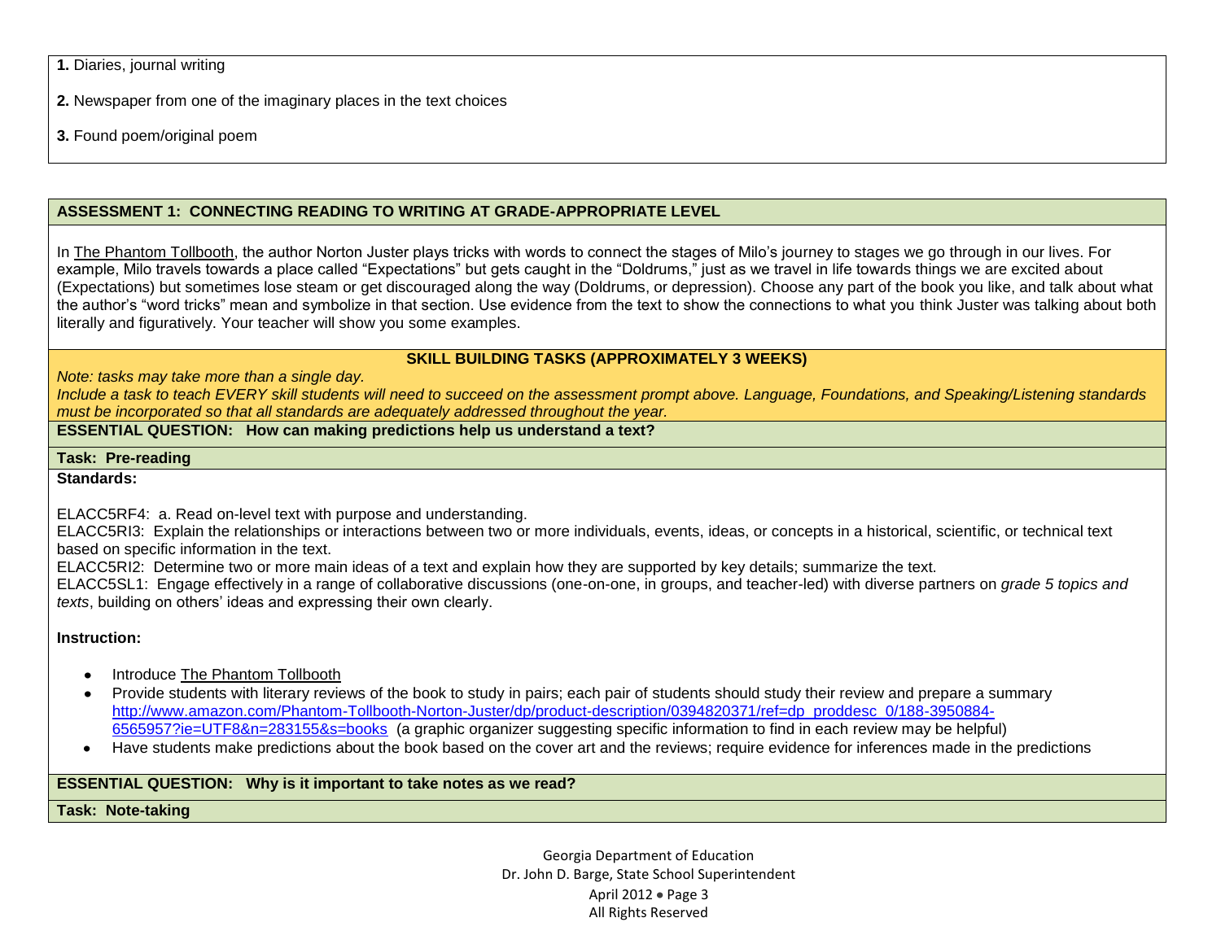**1.** Diaries, journal writing

**2.** Newspaper from one of the imaginary places in the text choices

**3.** Found poem/original poem

## ASSESSMENT 1: CONNECTING READING TO WRITING AT GRADE-APPROPRIATE LEVEL

In The Phantom Tollbooth, the author Norton Juster plays tricks with words to connect the stages of Milo's journey to stages we go through in our lives. For example, Milo travels towards a place called "Expectations" but gets caught in the "Doldrums," just as we travel in life towards things we are excited about (Expectations) but sometimes lose steam or get discouraged along the way (Doldrums, or depression). Choose any part of the book you like, and talk about what the author's "word tricks" mean and symbolize in that section. Use evidence from the text to show the connections to what you think Juster was talking about both literally and figuratively. Your teacher will show you some examples.

### SKILL BUILDING TASKS (APPROXIMATELY 3 WEEKS)

*Note: tasks may take more than a single day.*
*Include a task to teach EVERY skill students will need to succeed on the assessment prompt above. Language, Foundations, and Speaking/Listening standards must be incorporated so that all standards are adequately addressed throughout the year.*

**ESSENTIAL QUESTION: How can making predictions help us understand a text?**

**Task: Pre-reading**

**Standards:**

ELACC5RF4: a. Read on-level text with purpose and understanding.
ELACC5RI3: Explain the relationships or interactions between two or more individuals, events, ideas, or concepts in a historical, scientific, or technical text based on specific information in the text.
ELACC5RI2: Determine two or more main ideas of a text and explain how they are supported by key details; summarize the text.
ELACC5SL1: Engage effectively in a range of collaborative discussions (one-on-one, in groups, and teacher-led) with diverse partners on *grade 5 topics and texts*, building on others' ideas and expressing their own clearly.

**Instruction:**

- Introduce The Phantom Tollbooth
- Provide students with literary reviews of the book to study in pairs; each pair of students should study their review and prepare a summary http://www.amazon.com/Phantom-Tollbooth-Norton-Juster/dp/product-description/0394820371/ref=dp_proddesc_0/188-3950884-6565957?ie=UTF8&n=283155&s=books (a graphic organizer suggesting specific information to find in each review may be helpful)
- Have students make predictions about the book based on the cover art and the reviews; require evidence for inferences made in the predictions

**ESSENTIAL QUESTION: Why is it important to take notes as we read?**

**Task: Note-taking**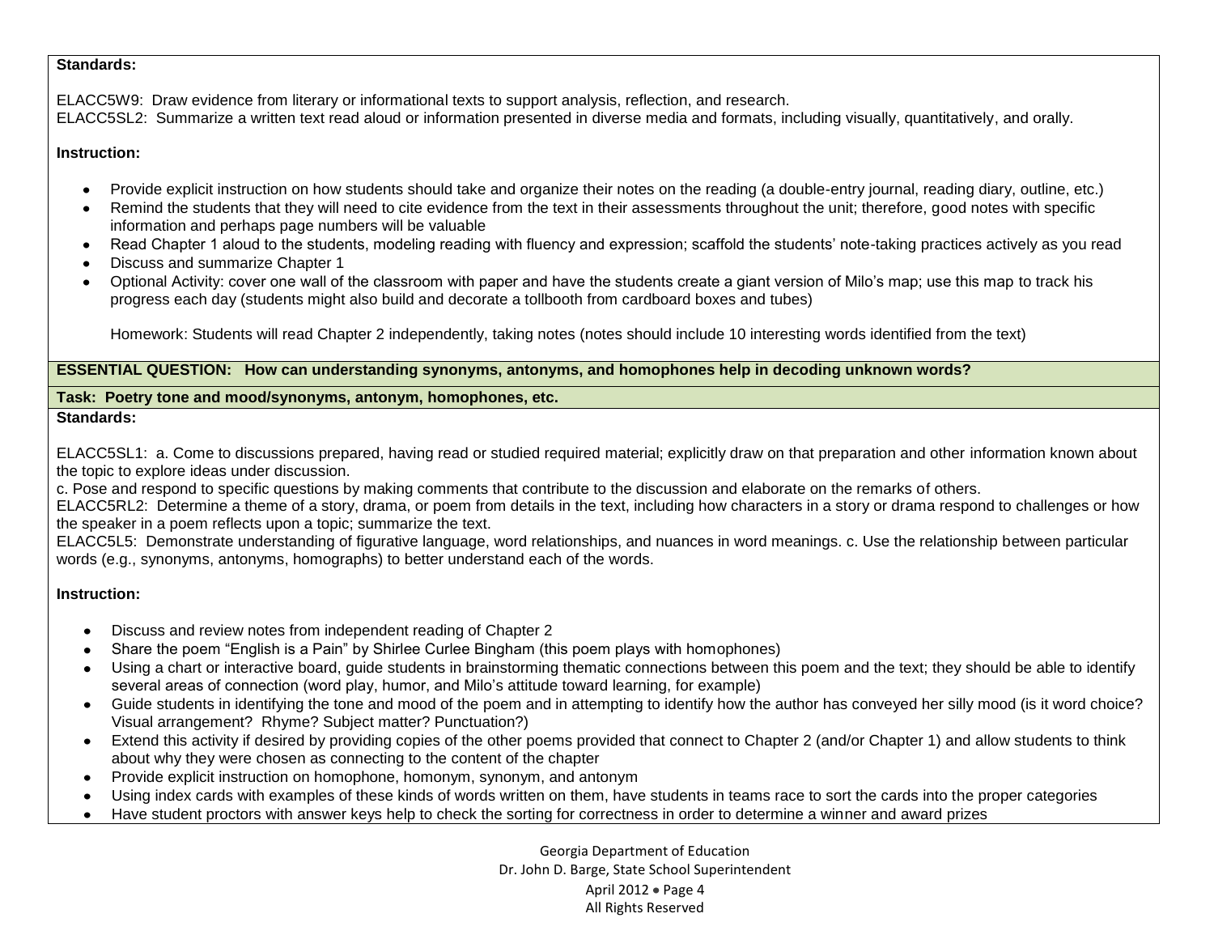**Standards:**

ELACC5W9: Draw evidence from literary or informational texts to support analysis, reflection, and research.
ELACC5SL2: Summarize a written text read aloud or information presented in diverse media and formats, including visually, quantitatively, and orally.

**Instruction:**

- Provide explicit instruction on how students should take and organize their notes on the reading (a double-entry journal, reading diary, outline, etc.)
- Remind the students that they will need to cite evidence from the text in their assessments throughout the unit; therefore, good notes with specific information and perhaps page numbers will be valuable
- Read Chapter 1 aloud to the students, modeling reading with fluency and expression; scaffold the students' note-taking practices actively as you read
- Discuss and summarize Chapter 1
- Optional Activity: cover one wall of the classroom with paper and have the students create a giant version of Milo's map; use this map to track his progress each day (students might also build and decorate a tollbooth from cardboard boxes and tubes)

  Homework: Students will read Chapter 2 independently, taking notes (notes should include 10 interesting words identified from the text)

**ESSENTIAL QUESTION: How can understanding synonyms, antonyms, and homophones help in decoding unknown words?**

**Task: Poetry tone and mood/synonyms, antonym, homophones, etc.**

**Standards:**

ELACC5SL1: a. Come to discussions prepared, having read or studied required material; explicitly draw on that preparation and other information known about the topic to explore ideas under discussion.
c. Pose and respond to specific questions by making comments that contribute to the discussion and elaborate on the remarks of others.
ELACC5RL2: Determine a theme of a story, drama, or poem from details in the text, including how characters in a story or drama respond to challenges or how the speaker in a poem reflects upon a topic; summarize the text.
ELACC5L5: Demonstrate understanding of figurative language, word relationships, and nuances in word meanings. c. Use the relationship between particular words (e.g., synonyms, antonyms, homographs) to better understand each of the words.

**Instruction:**

- Discuss and review notes from independent reading of Chapter 2
- Share the poem "English is a Pain" by Shirlee Curlee Bingham (this poem plays with homophones)
- Using a chart or interactive board, guide students in brainstorming thematic connections between this poem and the text; they should be able to identify several areas of connection (word play, humor, and Milo's attitude toward learning, for example)
- Guide students in identifying the tone and mood of the poem and in attempting to identify how the author has conveyed her silly mood (is it word choice? Visual arrangement? Rhyme? Subject matter? Punctuation?)
- Extend this activity if desired by providing copies of the other poems provided that connect to Chapter 2 (and/or Chapter 1) and allow students to think about why they were chosen as connecting to the content of the chapter
- Provide explicit instruction on homophone, homonym, synonym, and antonym
- Using index cards with examples of these kinds of words written on them, have students in teams race to sort the cards into the proper categories
- Have student proctors with answer keys help to check the sorting for correctness in order to determine a winner and award prizes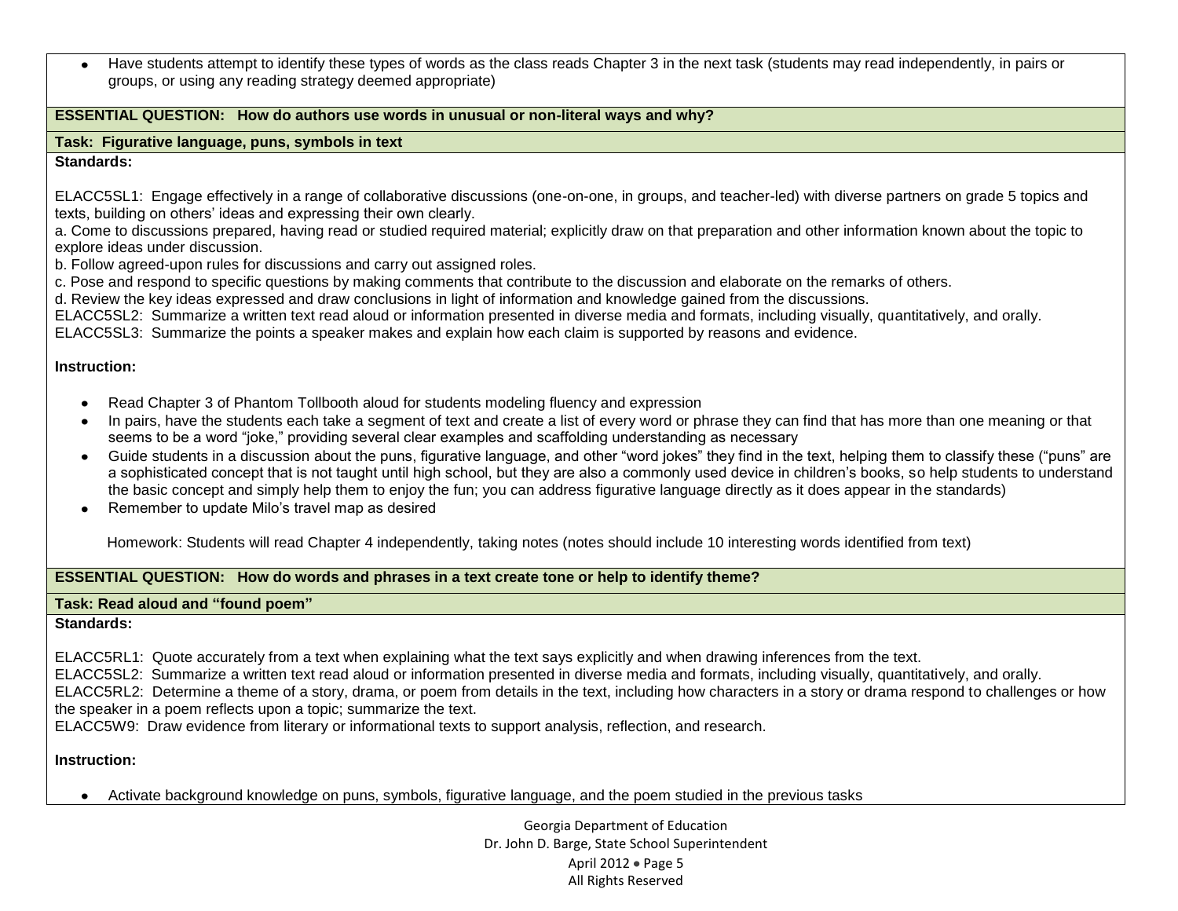- Have students attempt to identify these types of words as the class reads Chapter 3 in the next task (students may read independently, in pairs or groups, or using any reading strategy deemed appropriate)

**ESSENTIAL QUESTION: How do authors use words in unusual or non-literal ways and why?**

**Task: Figurative language, puns, symbols in text**

**Standards:**

ELACC5SL1: Engage effectively in a range of collaborative discussions (one-on-one, in groups, and teacher-led) with diverse partners on grade 5 topics and texts, building on others' ideas and expressing their own clearly.
a. Come to discussions prepared, having read or studied required material; explicitly draw on that preparation and other information known about the topic to explore ideas under discussion.
b. Follow agreed-upon rules for discussions and carry out assigned roles.
c. Pose and respond to specific questions by making comments that contribute to the discussion and elaborate on the remarks of others.
d. Review the key ideas expressed and draw conclusions in light of information and knowledge gained from the discussions.
ELACC5SL2: Summarize a written text read aloud or information presented in diverse media and formats, including visually, quantitatively, and orally.
ELACC5SL3: Summarize the points a speaker makes and explain how each claim is supported by reasons and evidence.

**Instruction:**

- Read Chapter 3 of Phantom Tollbooth aloud for students modeling fluency and expression
- In pairs, have the students each take a segment of text and create a list of every word or phrase they can find that has more than one meaning or that seems to be a word "joke," providing several clear examples and scaffolding understanding as necessary
- Guide students in a discussion about the puns, figurative language, and other "word jokes" they find in the text, helping them to classify these ("puns" are a sophisticated concept that is not taught until high school, but they are also a commonly used device in children's books, so help students to understand the basic concept and simply help them to enjoy the fun; you can address figurative language directly as it does appear in the standards)
- Remember to update Milo's travel map as desired

Homework: Students will read Chapter 4 independently, taking notes (notes should include 10 interesting words identified from text)

**ESSENTIAL QUESTION: How do words and phrases in a text create tone or help to identify theme?**

**Task: Read aloud and "found poem"**

**Standards:**

ELACC5RL1: Quote accurately from a text when explaining what the text says explicitly and when drawing inferences from the text.
ELACC5SL2: Summarize a written text read aloud or information presented in diverse media and formats, including visually, quantitatively, and orally.
ELACC5RL2: Determine a theme of a story, drama, or poem from details in the text, including how characters in a story or drama respond to challenges or how the speaker in a poem reflects upon a topic; summarize the text.
ELACC5W9: Draw evidence from literary or informational texts to support analysis, reflection, and research.

**Instruction:**

- Activate background knowledge on puns, symbols, figurative language, and the poem studied in the previous tasks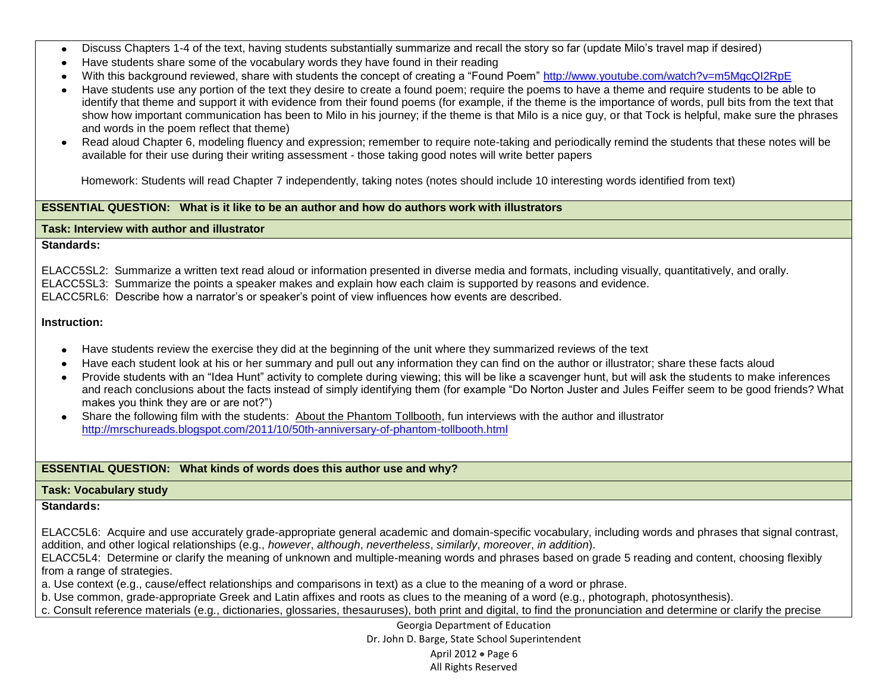- Discuss Chapters 1-4 of the text, having students substantially summarize and recall the story so far (update Milo's travel map if desired)
- Have students share some of the vocabulary words they have found in their reading
- With this background reviewed, share with students the concept of creating a "Found Poem" http://www.youtube.com/watch?v=m5MgcQI2RpE
- Have students use any portion of the text they desire to create a found poem; require the poems to have a theme and require students to be able to identify that theme and support it with evidence from their found poems (for example, if the theme is the importance of words, pull bits from the text that show how important communication has been to Milo in his journey; if the theme is that Milo is a nice guy, or that Tock is helpful, make sure the phrases and words in the poem reflect that theme)
- Read aloud Chapter 6, modeling fluency and expression; remember to require note-taking and periodically remind the students that these notes will be available for their use during their writing assessment - those taking good notes will write better papers

Homework: Students will read Chapter 7 independently, taking notes (notes should include 10 interesting words identified from text)

**ESSENTIAL QUESTION: What is it like to be an author and how do authors work with illustrators**

**Task: Interview with author and illustrator**

**Standards:**

ELACC5SL2: Summarize a written text read aloud or information presented in diverse media and formats, including visually, quantitatively, and orally.
ELACC5SL3: Summarize the points a speaker makes and explain how each claim is supported by reasons and evidence.
ELACC5RL6: Describe how a narrator's or speaker's point of view influences how events are described.

**Instruction:**

- Have students review the exercise they did at the beginning of the unit where they summarized reviews of the text
- Have each student look at his or her summary and pull out any information they can find on the author or illustrator; share these facts aloud
- Provide students with an "Idea Hunt" activity to complete during viewing; this will be like a scavenger hunt, but will ask the students to make inferences and reach conclusions about the facts instead of simply identifying them (for example "Do Norton Juster and Jules Feiffer seem to be good friends? What makes you think they are or are not?")
- Share the following film with the students: About the Phantom Tollbooth, fun interviews with the author and illustrator http://mrschureads.blogspot.com/2011/10/50th-anniversary-of-phantom-tollbooth.html

**ESSENTIAL QUESTION: What kinds of words does this author use and why?**

**Task: Vocabulary study**

**Standards:**

ELACC5L6: Acquire and use accurately grade-appropriate general academic and domain-specific vocabulary, including words and phrases that signal contrast, addition, and other logical relationships (e.g., *however*, *although*, *nevertheless*, *similarly*, *moreover*, *in addition*).
ELACC5L4: Determine or clarify the meaning of unknown and multiple-meaning words and phrases based on grade 5 reading and content, choosing flexibly from a range of strategies.
a. Use context (e.g., cause/effect relationships and comparisons in text) as a clue to the meaning of a word or phrase.
b. Use common, grade-appropriate Greek and Latin affixes and roots as clues to the meaning of a word (e.g., photograph, photosynthesis).
c. Consult reference materials (e.g., dictionaries, glossaries, thesauruses), both print and digital, to find the pronunciation and determine or clarify the precise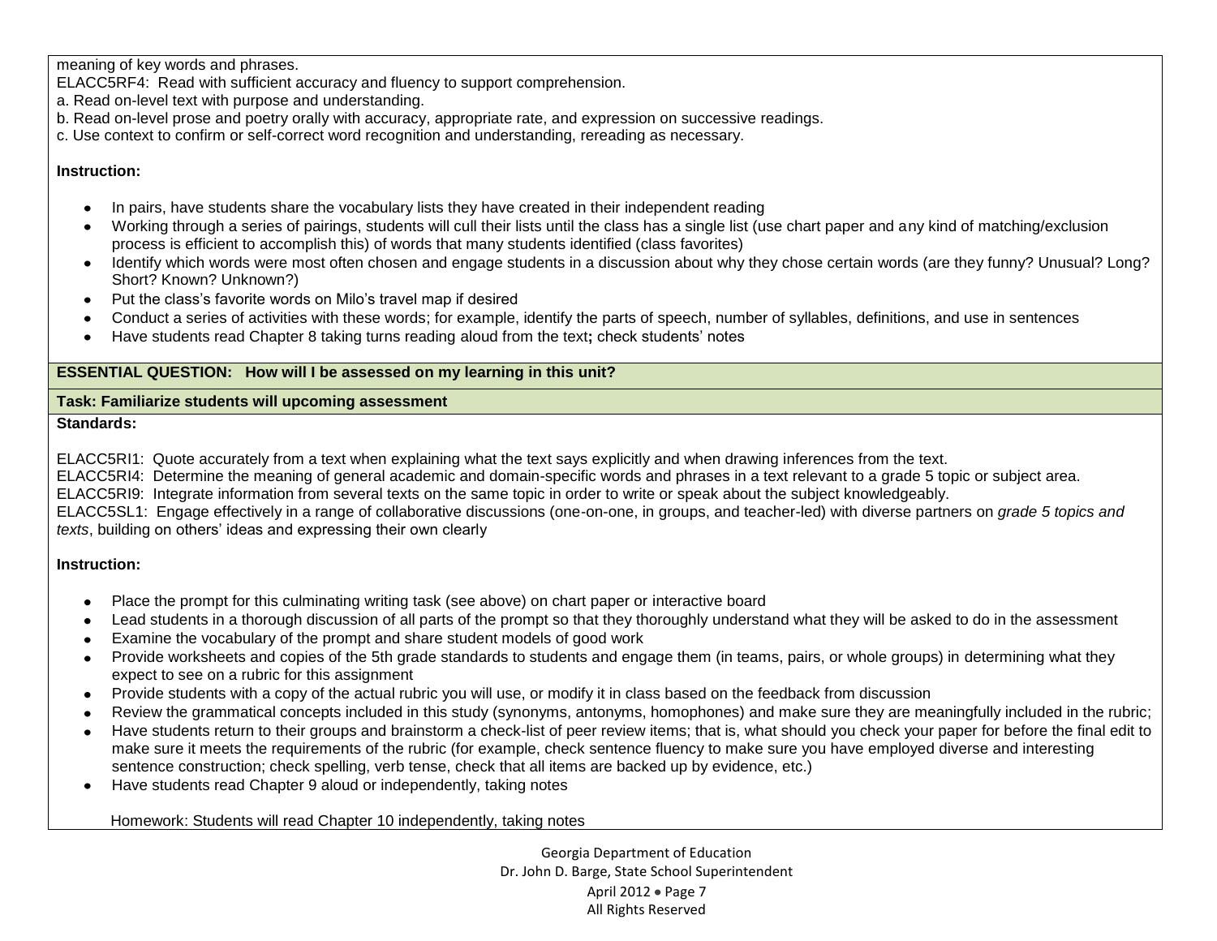meaning of key words and phrases.
ELACC5RF4: Read with sufficient accuracy and fluency to support comprehension.
a. Read on-level text with purpose and understanding.
b. Read on-level prose and poetry orally with accuracy, appropriate rate, and expression on successive readings.
c. Use context to confirm or self-correct word recognition and understanding, rereading as necessary.

**Instruction:**

- In pairs, have students share the vocabulary lists they have created in their independent reading
- Working through a series of pairings, students will cull their lists until the class has a single list (use chart paper and any kind of matching/exclusion process is efficient to accomplish this) of words that many students identified (class favorites)
- Identify which words were most often chosen and engage students in a discussion about why they chose certain words (are they funny? Unusual? Long? Short? Known? Unknown?)
- Put the class's favorite words on Milo's travel map if desired
- Conduct a series of activities with these words; for example, identify the parts of speech, number of syllables, definitions, and use in sentences
- Have students read Chapter 8 taking turns reading aloud from the text**;** check students' notes

**ESSENTIAL QUESTION: How will I be assessed on my learning in this unit?**

**Task: Familiarize students will upcoming assessment**

**Standards:**

ELACC5RI1: Quote accurately from a text when explaining what the text says explicitly and when drawing inferences from the text.
ELACC5RI4: Determine the meaning of general academic and domain-specific words and phrases in a text relevant to a grade 5 topic or subject area.
ELACC5RI9: Integrate information from several texts on the same topic in order to write or speak about the subject knowledgeably.
ELACC5SL1: Engage effectively in a range of collaborative discussions (one-on-one, in groups, and teacher-led) with diverse partners on *grade 5 topics and texts*, building on others' ideas and expressing their own clearly

**Instruction:**

- Place the prompt for this culminating writing task (see above) on chart paper or interactive board
- Lead students in a thorough discussion of all parts of the prompt so that they thoroughly understand what they will be asked to do in the assessment
- Examine the vocabulary of the prompt and share student models of good work
- Provide worksheets and copies of the 5th grade standards to students and engage them (in teams, pairs, or whole groups) in determining what they expect to see on a rubric for this assignment
- Provide students with a copy of the actual rubric you will use, or modify it in class based on the feedback from discussion
- Review the grammatical concepts included in this study (synonyms, antonyms, homophones) and make sure they are meaningfully included in the rubric;
- Have students return to their groups and brainstorm a check-list of peer review items; that is, what should you check your paper for before the final edit to make sure it meets the requirements of the rubric (for example, check sentence fluency to make sure you have employed diverse and interesting sentence construction; check spelling, verb tense, check that all items are backed up by evidence, etc.)
- Have students read Chapter 9 aloud or independently, taking notes

Homework: Students will read Chapter 10 independently, taking notes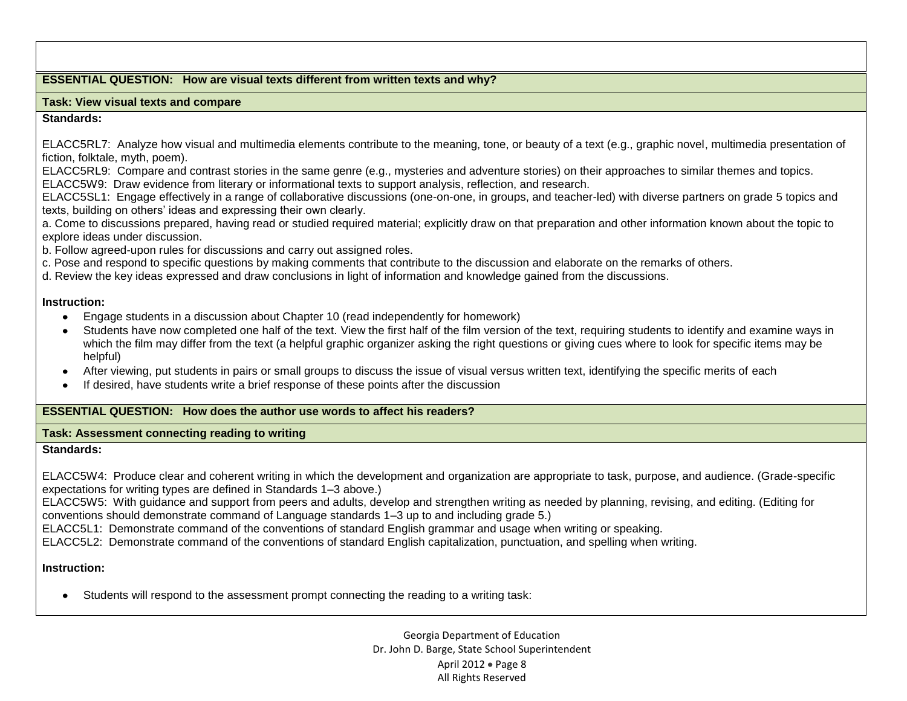**ESSENTIAL QUESTION: How are visual texts different from written texts and why?**

**Task: View visual texts and compare**

**Standards:**

ELACC5RL7: Analyze how visual and multimedia elements contribute to the meaning, tone, or beauty of a text (e.g., graphic novel, multimedia presentation of fiction, folktale, myth, poem).
ELACC5RL9: Compare and contrast stories in the same genre (e.g., mysteries and adventure stories) on their approaches to similar themes and topics.
ELACC5W9: Draw evidence from literary or informational texts to support analysis, reflection, and research.
ELACC5SL1: Engage effectively in a range of collaborative discussions (one-on-one, in groups, and teacher-led) with diverse partners on grade 5 topics and texts, building on others' ideas and expressing their own clearly.
a. Come to discussions prepared, having read or studied required material; explicitly draw on that preparation and other information known about the topic to explore ideas under discussion.
b. Follow agreed-upon rules for discussions and carry out assigned roles.
c. Pose and respond to specific questions by making comments that contribute to the discussion and elaborate on the remarks of others.
d. Review the key ideas expressed and draw conclusions in light of information and knowledge gained from the discussions.

**Instruction:**

- Engage students in a discussion about Chapter 10 (read independently for homework)
- Students have now completed one half of the text. View the first half of the film version of the text, requiring students to identify and examine ways in which the film may differ from the text (a helpful graphic organizer asking the right questions or giving cues where to look for specific items may be helpful)
- After viewing, put students in pairs or small groups to discuss the issue of visual versus written text, identifying the specific merits of each
- If desired, have students write a brief response of these points after the discussion

**ESSENTIAL QUESTION: How does the author use words to affect his readers?**

**Task: Assessment connecting reading to writing**

**Standards:**

ELACC5W4: Produce clear and coherent writing in which the development and organization are appropriate to task, purpose, and audience. (Grade-specific expectations for writing types are defined in Standards 1–3 above.)
ELACC5W5: With guidance and support from peers and adults, develop and strengthen writing as needed by planning, revising, and editing. (Editing for conventions should demonstrate command of Language standards 1–3 up to and including grade 5.)
ELACC5L1: Demonstrate command of the conventions of standard English grammar and usage when writing or speaking.
ELACC5L2: Demonstrate command of the conventions of standard English capitalization, punctuation, and spelling when writing.

**Instruction:**

- Students will respond to the assessment prompt connecting the reading to a writing task: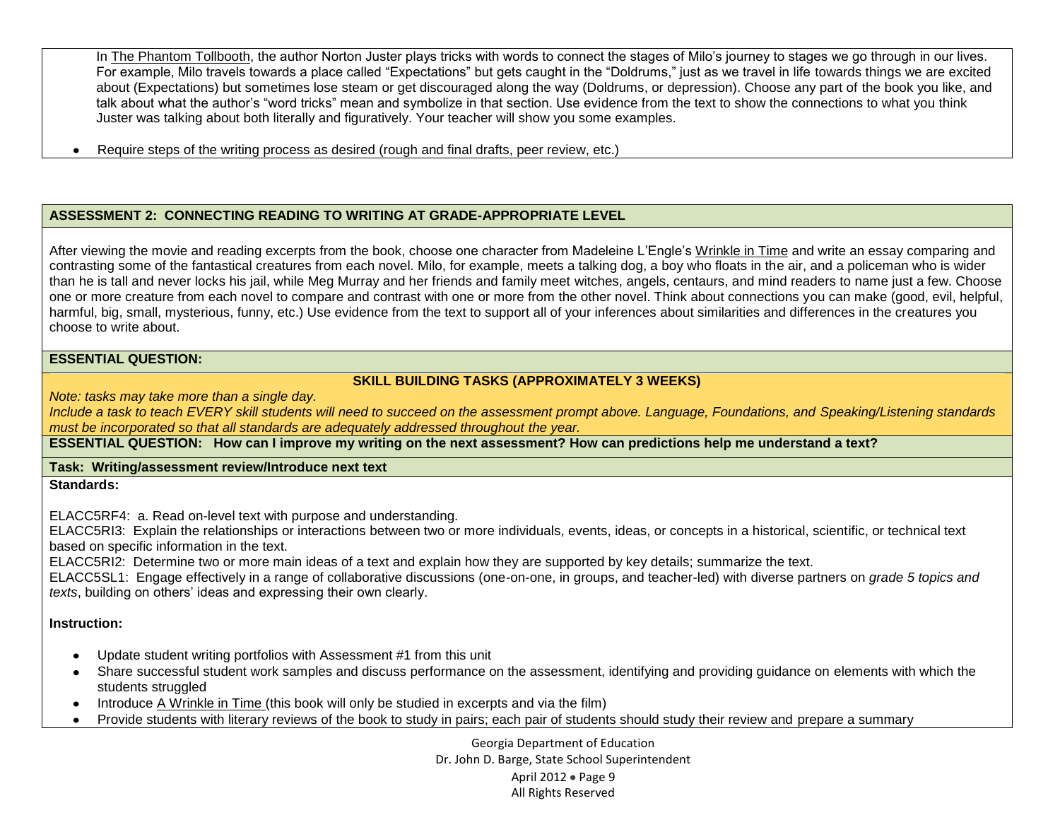In The Phantom Tollbooth, the author Norton Juster plays tricks with words to connect the stages of Milo's journey to stages we go through in our lives. For example, Milo travels towards a place called "Expectations" but gets caught in the "Doldrums," just as we travel in life towards things we are excited about (Expectations) but sometimes lose steam or get discouraged along the way (Doldrums, or depression). Choose any part of the book you like, and talk about what the author's "word tricks" mean and symbolize in that section. Use evidence from the text to show the connections to what you think Juster was talking about both literally and figuratively. Your teacher will show you some examples.

- Require steps of the writing process as desired (rough and final drafts, peer review, etc.)

**ASSESSMENT 2: CONNECTING READING TO WRITING AT GRADE-APPROPRIATE LEVEL**

After viewing the movie and reading excerpts from the book, choose one character from Madeleine L'Engle's Wrinkle in Time and write an essay comparing and contrasting some of the fantastical creatures from each novel. Milo, for example, meets a talking dog, a boy who floats in the air, and a policeman who is wider than he is tall and never locks his jail, while Meg Murray and her friends and family meet witches, angels, centaurs, and mind readers to name just a few. Choose one or more creature from each novel to compare and contrast with one or more from the other novel. Think about connections you can make (good, evil, helpful, harmful, big, small, mysterious, funny, etc.) Use evidence from the text to support all of your inferences about similarities and differences in the creatures you choose to write about.

**ESSENTIAL QUESTION:**

**SKILL BUILDING TASKS (APPROXIMATELY 3 WEEKS)**

*Note: tasks may take more than a single day.*
*Include a task to teach EVERY skill students will need to succeed on the assessment prompt above. Language, Foundations, and Speaking/Listening standards must be incorporated so that all standards are adequately addressed throughout the year.*

**ESSENTIAL QUESTION: How can I improve my writing on the next assessment? How can predictions help me understand a text?**

**Task: Writing/assessment review/Introduce next text**

**Standards:**

ELACC5RF4: a. Read on-level text with purpose and understanding.
ELACC5RI3: Explain the relationships or interactions between two or more individuals, events, ideas, or concepts in a historical, scientific, or technical text based on specific information in the text.
ELACC5RI2: Determine two or more main ideas of a text and explain how they are supported by key details; summarize the text.
ELACC5SL1: Engage effectively in a range of collaborative discussions (one-on-one, in groups, and teacher-led) with diverse partners on *grade 5 topics and texts*, building on others' ideas and expressing their own clearly.

**Instruction:**

- Update student writing portfolios with Assessment #1 from this unit
- Share successful student work samples and discuss performance on the assessment, identifying and providing guidance on elements with which the students struggled
- Introduce A Wrinkle in Time (this book will only be studied in excerpts and via the film)
- Provide students with literary reviews of the book to study in pairs; each pair of students should study their review and prepare a summary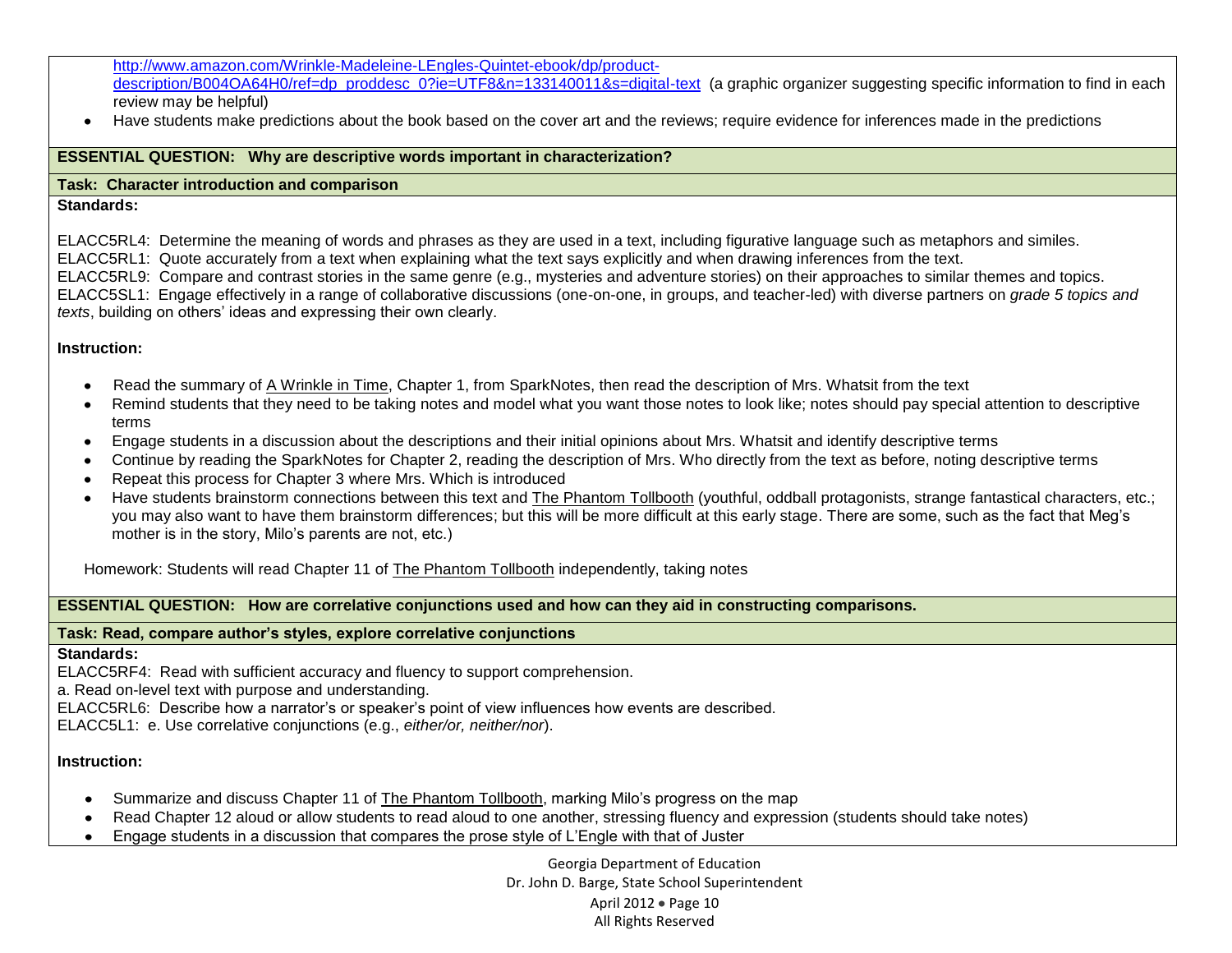http://www.amazon.com/Wrinkle-Madeleine-LEngles-Quintet-ebook/dp/product-description/B004OA64H0/ref=dp_proddesc_0?ie=UTF8&n=133140011&s=digital-text (a graphic organizer suggesting specific information to find in each review may be helpful)

- Have students make predictions about the book based on the cover art and the reviews; require evidence for inferences made in the predictions

**ESSENTIAL QUESTION: Why are descriptive words important in characterization?**

**Task: Character introduction and comparison**

**Standards:**

ELACC5RL4: Determine the meaning of words and phrases as they are used in a text, including figurative language such as metaphors and similes.
ELACC5RL1: Quote accurately from a text when explaining what the text says explicitly and when drawing inferences from the text.
ELACC5RL9: Compare and contrast stories in the same genre (e.g., mysteries and adventure stories) on their approaches to similar themes and topics.
ELACC5SL1: Engage effectively in a range of collaborative discussions (one-on-one, in groups, and teacher-led) with diverse partners on *grade 5 topics and texts*, building on others' ideas and expressing their own clearly.

**Instruction:**

- Read the summary of A Wrinkle in Time, Chapter 1, from SparkNotes, then read the description of Mrs. Whatsit from the text
- Remind students that they need to be taking notes and model what you want those notes to look like; notes should pay special attention to descriptive terms
- Engage students in a discussion about the descriptions and their initial opinions about Mrs. Whatsit and identify descriptive terms
- Continue by reading the SparkNotes for Chapter 2, reading the description of Mrs. Who directly from the text as before, noting descriptive terms
- Repeat this process for Chapter 3 where Mrs. Which is introduced
- Have students brainstorm connections between this text and The Phantom Tollbooth (youthful, oddball protagonists, strange fantastical characters, etc.; you may also want to have them brainstorm differences; but this will be more difficult at this early stage. There are some, such as the fact that Meg's mother is in the story, Milo's parents are not, etc.)

Homework: Students will read Chapter 11 of The Phantom Tollbooth independently, taking notes

**ESSENTIAL QUESTION: How are correlative conjunctions used and how can they aid in constructing comparisons.**

**Task: Read, compare author's styles, explore correlative conjunctions**

**Standards:**
ELACC5RF4: Read with sufficient accuracy and fluency to support comprehension.
a. Read on-level text with purpose and understanding.
ELACC5RL6: Describe how a narrator's or speaker's point of view influences how events are described.
ELACC5L1: e. Use correlative conjunctions (e.g., *either/or, neither/nor*).

**Instruction:**

- Summarize and discuss Chapter 11 of The Phantom Tollbooth, marking Milo's progress on the map
- Read Chapter 12 aloud or allow students to read aloud to one another, stressing fluency and expression (students should take notes)
- Engage students in a discussion that compares the prose style of L'Engle with that of Juster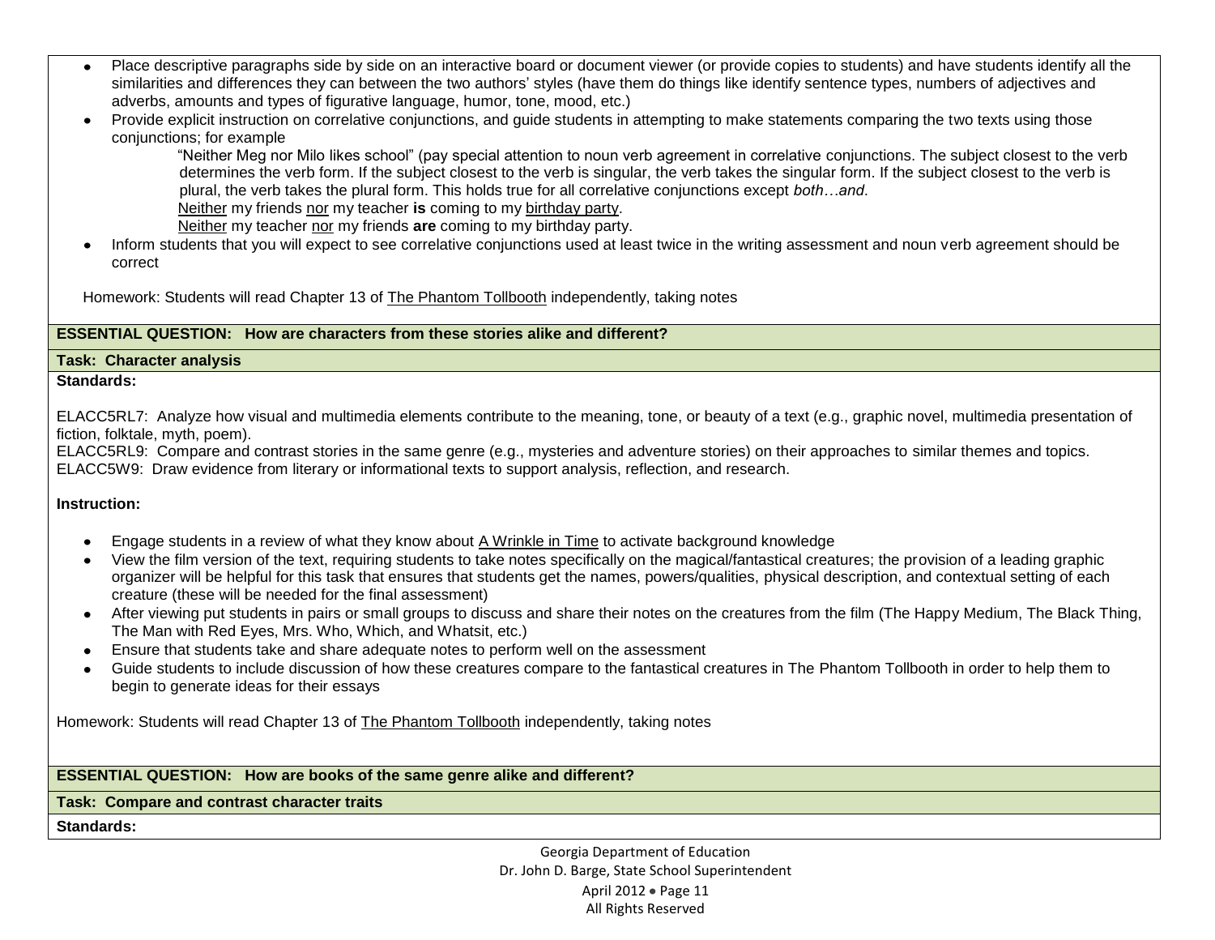- Place descriptive paragraphs side by side on an interactive board or document viewer (or provide copies to students) and have students identify all the similarities and differences they can between the two authors' styles (have them do things like identify sentence types, numbers of adjectives and adverbs, amounts and types of figurative language, humor, tone, mood, etc.)
- Provide explicit instruction on correlative conjunctions, and guide students in attempting to make statements comparing the two texts using those conjunctions; for example

  "Neither Meg nor Milo likes school" (pay special attention to noun verb agreement in correlative conjunctions. The subject closest to the verb determines the verb form. If the subject closest to the verb is singular, the verb takes the singular form. If the subject closest to the verb is plural, the verb takes the plural form. This holds true for all correlative conjunctions except *both…and*.

  Neither my friends nor my teacher **is** coming to my birthday party.

  Neither my teacher nor my friends **are** coming to my birthday party.
- Inform students that you will expect to see correlative conjunctions used at least twice in the writing assessment and noun verb agreement should be correct

Homework: Students will read Chapter 13 of The Phantom Tollbooth independently, taking notes

**ESSENTIAL QUESTION: How are characters from these stories alike and different?**

**Task: Character analysis**

**Standards:**

ELACC5RL7: Analyze how visual and multimedia elements contribute to the meaning, tone, or beauty of a text (e.g., graphic novel, multimedia presentation of fiction, folktale, myth, poem).
ELACC5RL9: Compare and contrast stories in the same genre (e.g., mysteries and adventure stories) on their approaches to similar themes and topics.
ELACC5W9: Draw evidence from literary or informational texts to support analysis, reflection, and research.

**Instruction:**

- Engage students in a review of what they know about A Wrinkle in Time to activate background knowledge
- View the film version of the text, requiring students to take notes specifically on the magical/fantastical creatures; the provision of a leading graphic organizer will be helpful for this task that ensures that students get the names, powers/qualities, physical description, and contextual setting of each creature (these will be needed for the final assessment)
- After viewing put students in pairs or small groups to discuss and share their notes on the creatures from the film (The Happy Medium, The Black Thing, The Man with Red Eyes, Mrs. Who, Which, and Whatsit, etc.)
- Ensure that students take and share adequate notes to perform well on the assessment
- Guide students to include discussion of how these creatures compare to the fantastical creatures in The Phantom Tollbooth in order to help them to begin to generate ideas for their essays

Homework: Students will read Chapter 13 of The Phantom Tollbooth independently, taking notes

**ESSENTIAL QUESTION: How are books of the same genre alike and different?**

**Task: Compare and contrast character traits**

**Standards:**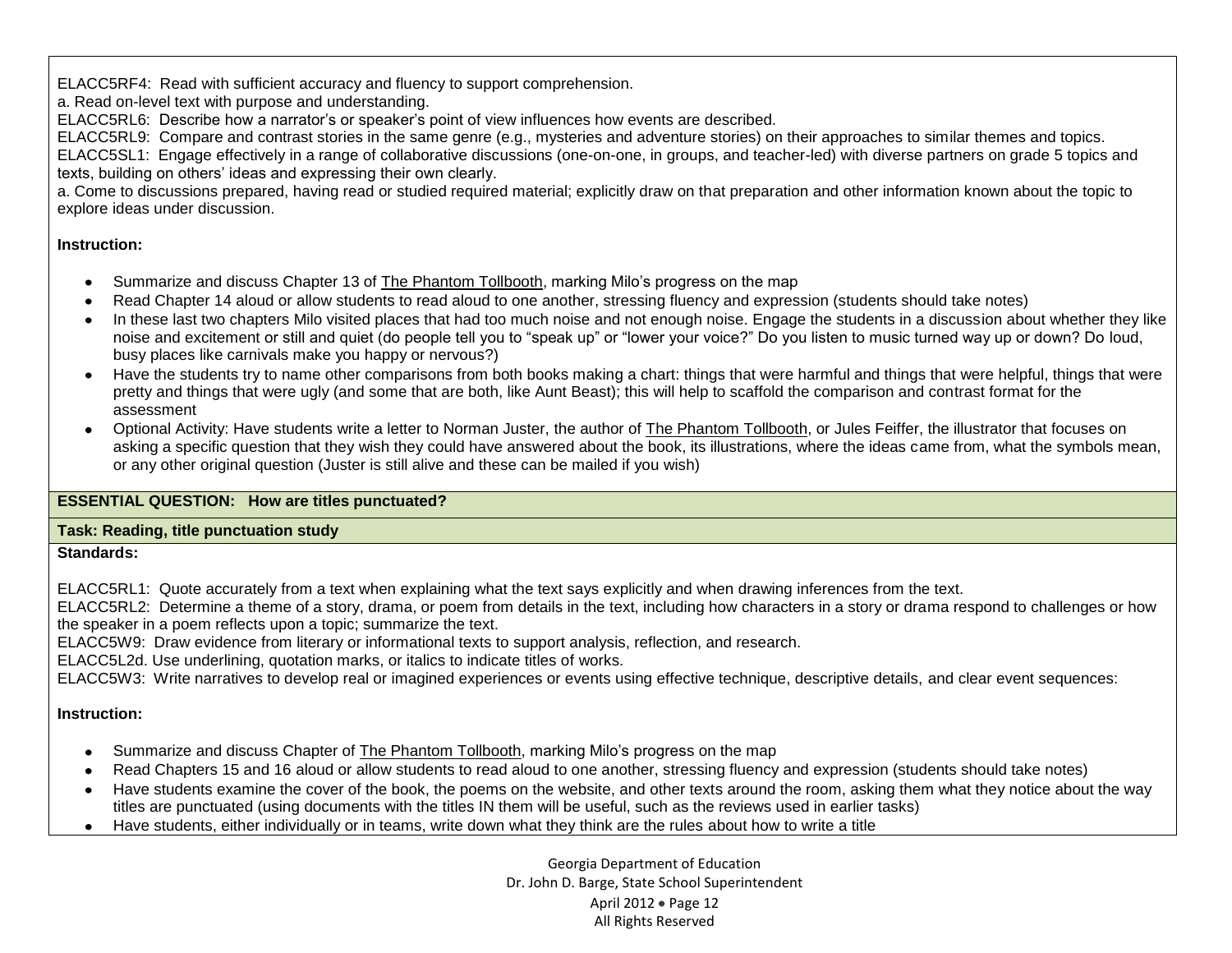ELACC5RF4: Read with sufficient accuracy and fluency to support comprehension.
a. Read on-level text with purpose and understanding.
ELACC5RL6: Describe how a narrator's or speaker's point of view influences how events are described.
ELACC5RL9: Compare and contrast stories in the same genre (e.g., mysteries and adventure stories) on their approaches to similar themes and topics.
ELACC5SL1: Engage effectively in a range of collaborative discussions (one-on-one, in groups, and teacher-led) with diverse partners on grade 5 topics and texts, building on others' ideas and expressing their own clearly.
a. Come to discussions prepared, having read or studied required material; explicitly draw on that preparation and other information known about the topic to explore ideas under discussion.

**Instruction:**

- Summarize and discuss Chapter 13 of The Phantom Tollbooth, marking Milo's progress on the map
- Read Chapter 14 aloud or allow students to read aloud to one another, stressing fluency and expression (students should take notes)
- In these last two chapters Milo visited places that had too much noise and not enough noise. Engage the students in a discussion about whether they like noise and excitement or still and quiet (do people tell you to "speak up" or "lower your voice?" Do you listen to music turned way up or down? Do loud, busy places like carnivals make you happy or nervous?)
- Have the students try to name other comparisons from both books making a chart: things that were harmful and things that were helpful, things that were pretty and things that were ugly (and some that are both, like Aunt Beast); this will help to scaffold the comparison and contrast format for the assessment
- Optional Activity: Have students write a letter to Norman Juster, the author of The Phantom Tollbooth, or Jules Feiffer, the illustrator that focuses on asking a specific question that they wish they could have answered about the book, its illustrations, where the ideas came from, what the symbols mean, or any other original question (Juster is still alive and these can be mailed if you wish)

**ESSENTIAL QUESTION: How are titles punctuated?**

**Task: Reading, title punctuation study**

**Standards:**

ELACC5RL1: Quote accurately from a text when explaining what the text says explicitly and when drawing inferences from the text.
ELACC5RL2: Determine a theme of a story, drama, or poem from details in the text, including how characters in a story or drama respond to challenges or how the speaker in a poem reflects upon a topic; summarize the text.
ELACC5W9: Draw evidence from literary or informational texts to support analysis, reflection, and research.
ELACC5L2d. Use underlining, quotation marks, or italics to indicate titles of works.
ELACC5W3: Write narratives to develop real or imagined experiences or events using effective technique, descriptive details, and clear event sequences:

**Instruction:**

- Summarize and discuss Chapter of The Phantom Tollbooth, marking Milo's progress on the map
- Read Chapters 15 and 16 aloud or allow students to read aloud to one another, stressing fluency and expression (students should take notes)
- Have students examine the cover of the book, the poems on the website, and other texts around the room, asking them what they notice about the way titles are punctuated (using documents with the titles IN them will be useful, such as the reviews used in earlier tasks)
- Have students, either individually or in teams, write down what they think are the rules about how to write a title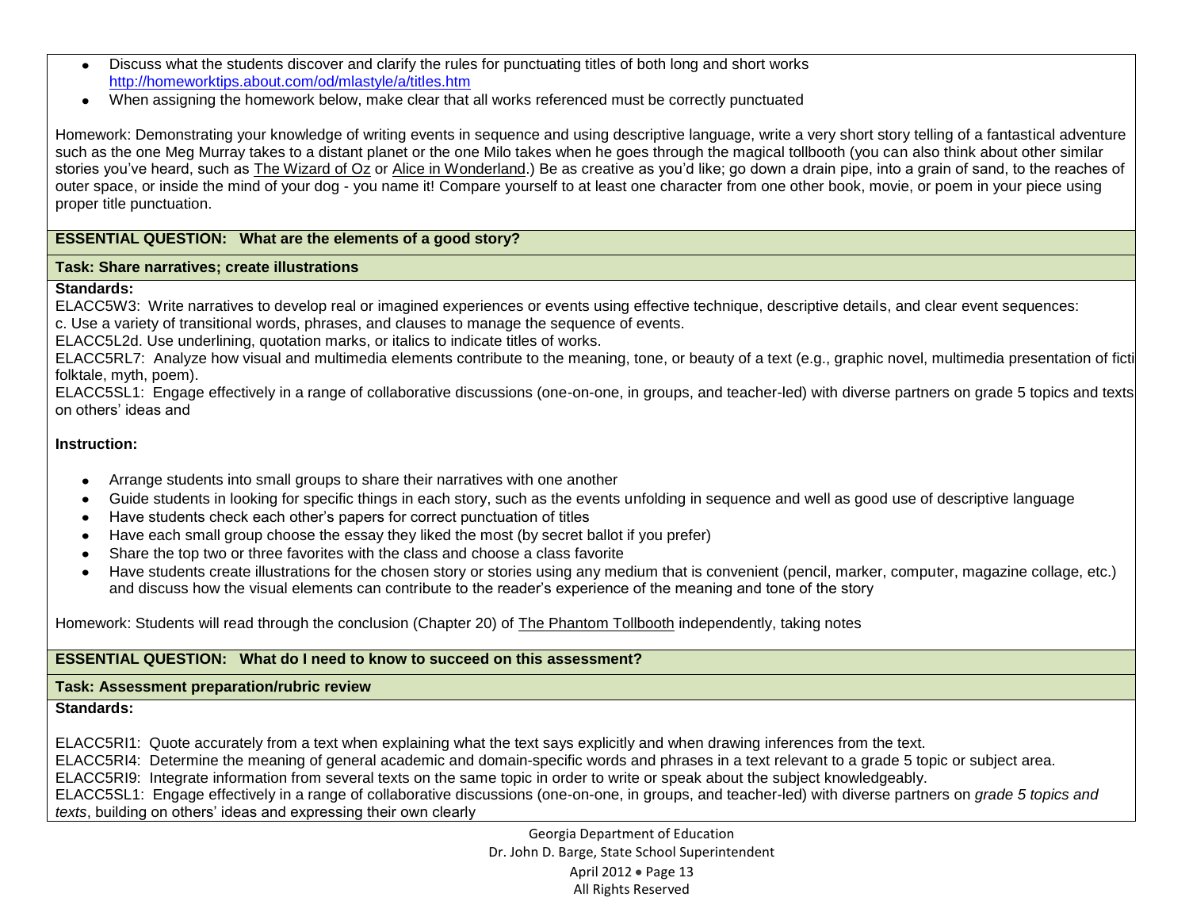- Discuss what the students discover and clarify the rules for punctuating titles of both long and short works http://homeworktips.about.com/od/mlastyle/a/titles.htm
- When assigning the homework below, make clear that all works referenced must be correctly punctuated

Homework: Demonstrating your knowledge of writing events in sequence and using descriptive language, write a very short story telling of a fantastical adventure such as the one Meg Murray takes to a distant planet or the one Milo takes when he goes through the magical tollbooth (you can also think about other similar stories you've heard, such as The Wizard of Oz or Alice in Wonderland.) Be as creative as you'd like; go down a drain pipe, into a grain of sand, to the reaches of outer space, or inside the mind of your dog - you name it! Compare yourself to at least one character from one other book, movie, or poem in your piece using proper title punctuation.

**ESSENTIAL QUESTION: What are the elements of a good story?**

**Task: Share narratives; create illustrations**

**Standards:**

ELACC5W3: Write narratives to develop real or imagined experiences or events using effective technique, descriptive details, and clear event sequences:
c. Use a variety of transitional words, phrases, and clauses to manage the sequence of events.
ELACC5L2d. Use underlining, quotation marks, or italics to indicate titles of works.
ELACC5RL7: Analyze how visual and multimedia elements contribute to the meaning, tone, or beauty of a text (e.g., graphic novel, multimedia presentation of ficti folktale, myth, poem).
ELACC5SL1: Engage effectively in a range of collaborative discussions (one-on-one, in groups, and teacher-led) with diverse partners on grade 5 topics and texts on others' ideas and

**Instruction:**

- Arrange students into small groups to share their narratives with one another
- Guide students in looking for specific things in each story, such as the events unfolding in sequence and well as good use of descriptive language
- Have students check each other's papers for correct punctuation of titles
- Have each small group choose the essay they liked the most (by secret ballot if you prefer)
- Share the top two or three favorites with the class and choose a class favorite
- Have students create illustrations for the chosen story or stories using any medium that is convenient (pencil, marker, computer, magazine collage, etc.) and discuss how the visual elements can contribute to the reader's experience of the meaning and tone of the story

Homework: Students will read through the conclusion (Chapter 20) of The Phantom Tollbooth independently, taking notes

**ESSENTIAL QUESTION: What do I need to know to succeed on this assessment?**

**Task: Assessment preparation/rubric review**

**Standards:**

ELACC5RI1: Quote accurately from a text when explaining what the text says explicitly and when drawing inferences from the text.
ELACC5RI4: Determine the meaning of general academic and domain-specific words and phrases in a text relevant to a grade 5 topic or subject area.
ELACC5RI9: Integrate information from several texts on the same topic in order to write or speak about the subject knowledgeably.
ELACC5SL1: Engage effectively in a range of collaborative discussions (one-on-one, in groups, and teacher-led) with diverse partners on *grade 5 topics and texts*, building on others' ideas and expressing their own clearly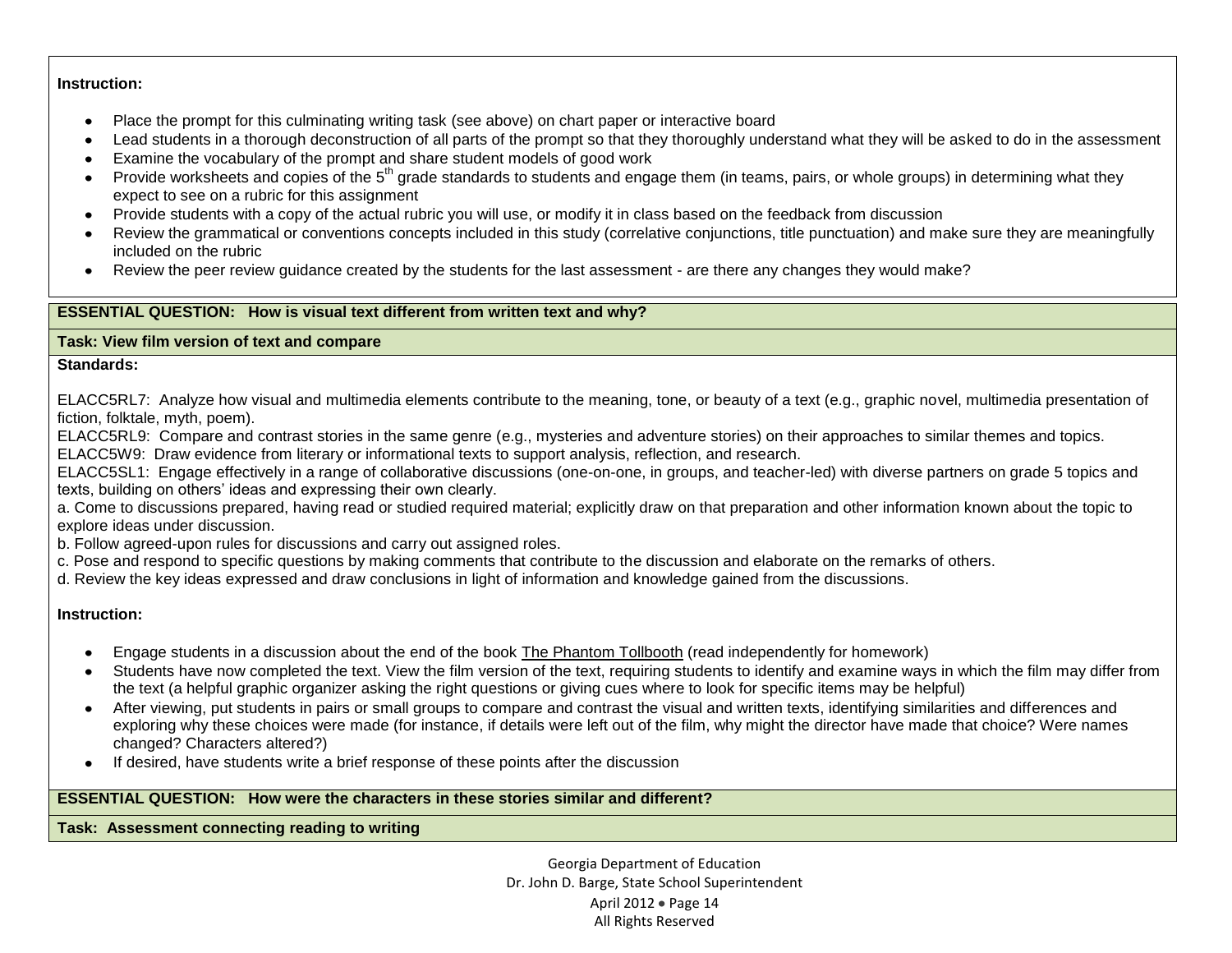**Instruction:**

- Place the prompt for this culminating writing task (see above) on chart paper or interactive board
- Lead students in a thorough deconstruction of all parts of the prompt so that they thoroughly understand what they will be asked to do in the assessment
- Examine the vocabulary of the prompt and share student models of good work
- Provide worksheets and copies of the 5th grade standards to students and engage them (in teams, pairs, or whole groups) in determining what they expect to see on a rubric for this assignment
- Provide students with a copy of the actual rubric you will use, or modify it in class based on the feedback from discussion
- Review the grammatical or conventions concepts included in this study (correlative conjunctions, title punctuation) and make sure they are meaningfully included on the rubric
- Review the peer review guidance created by the students for the last assessment - are there any changes they would make?

**ESSENTIAL QUESTION: How is visual text different from written text and why?**

**Task: View film version of text and compare**

**Standards:**

ELACC5RL7: Analyze how visual and multimedia elements contribute to the meaning, tone, or beauty of a text (e.g., graphic novel, multimedia presentation of fiction, folktale, myth, poem).
ELACC5RL9: Compare and contrast stories in the same genre (e.g., mysteries and adventure stories) on their approaches to similar themes and topics.
ELACC5W9: Draw evidence from literary or informational texts to support analysis, reflection, and research.
ELACC5SL1: Engage effectively in a range of collaborative discussions (one-on-one, in groups, and teacher-led) with diverse partners on grade 5 topics and texts, building on others' ideas and expressing their own clearly.
a. Come to discussions prepared, having read or studied required material; explicitly draw on that preparation and other information known about the topic to explore ideas under discussion.
b. Follow agreed-upon rules for discussions and carry out assigned roles.
c. Pose and respond to specific questions by making comments that contribute to the discussion and elaborate on the remarks of others.
d. Review the key ideas expressed and draw conclusions in light of information and knowledge gained from the discussions.

**Instruction:**

- Engage students in a discussion about the end of the book The Phantom Tollbooth (read independently for homework)
- Students have now completed the text. View the film version of the text, requiring students to identify and examine ways in which the film may differ from the text (a helpful graphic organizer asking the right questions or giving cues where to look for specific items may be helpful)
- After viewing, put students in pairs or small groups to compare and contrast the visual and written texts, identifying similarities and differences and exploring why these choices were made (for instance, if details were left out of the film, why might the director have made that choice? Were names changed? Characters altered?)
- If desired, have students write a brief response of these points after the discussion

**ESSENTIAL QUESTION: How were the characters in these stories similar and different?**

**Task: Assessment connecting reading to writing**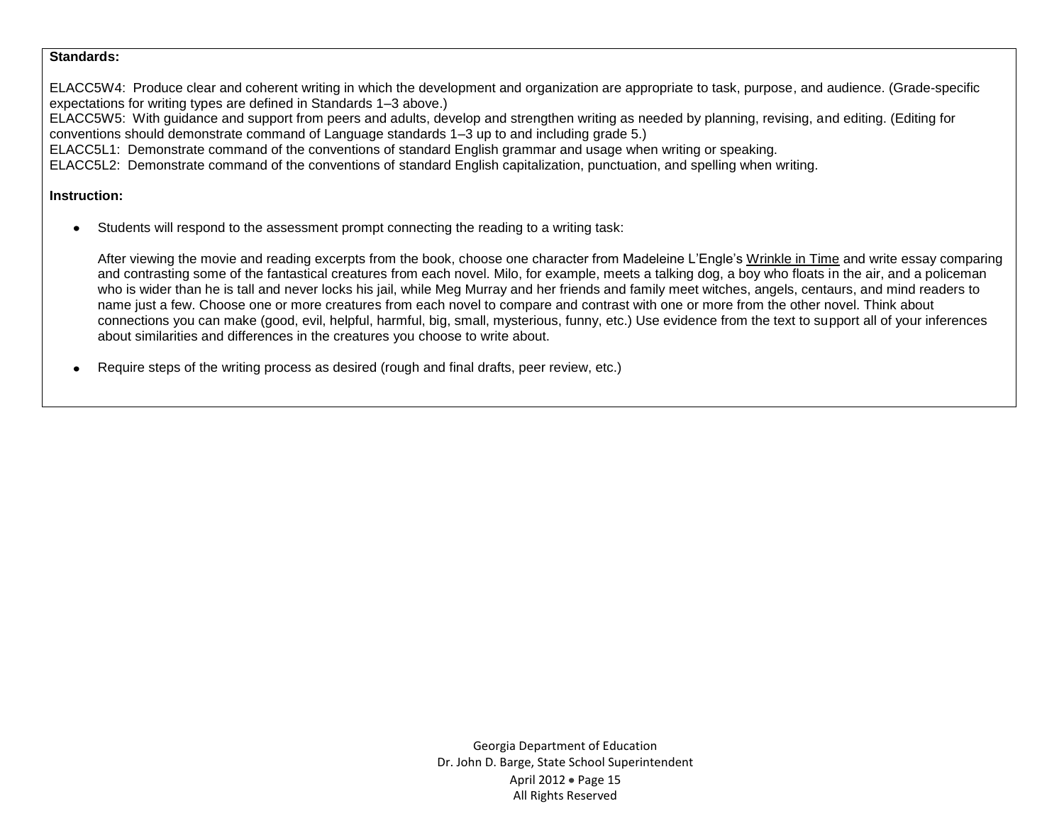**Standards:**

ELACC5W4: Produce clear and coherent writing in which the development and organization are appropriate to task, purpose, and audience. (Grade-specific expectations for writing types are defined in Standards 1–3 above.)
ELACC5W5: With guidance and support from peers and adults, develop and strengthen writing as needed by planning, revising, and editing. (Editing for conventions should demonstrate command of Language standards 1–3 up to and including grade 5.)
ELACC5L1: Demonstrate command of the conventions of standard English grammar and usage when writing or speaking.
ELACC5L2: Demonstrate command of the conventions of standard English capitalization, punctuation, and spelling when writing.

**Instruction:**

- Students will respond to the assessment prompt connecting the reading to a writing task:

  After viewing the movie and reading excerpts from the book, choose one character from Madeleine L'Engle's Wrinkle in Time and write essay comparing and contrasting some of the fantastical creatures from each novel. Milo, for example, meets a talking dog, a boy who floats in the air, and a policeman who is wider than he is tall and never locks his jail, while Meg Murray and her friends and family meet witches, angels, centaurs, and mind readers to name just a few. Choose one or more creatures from each novel to compare and contrast with one or more from the other novel. Think about connections you can make (good, evil, helpful, harmful, big, small, mysterious, funny, etc.) Use evidence from the text to support all of your inferences about similarities and differences in the creatures you choose to write about.

- Require steps of the writing process as desired (rough and final drafts, peer review, etc.)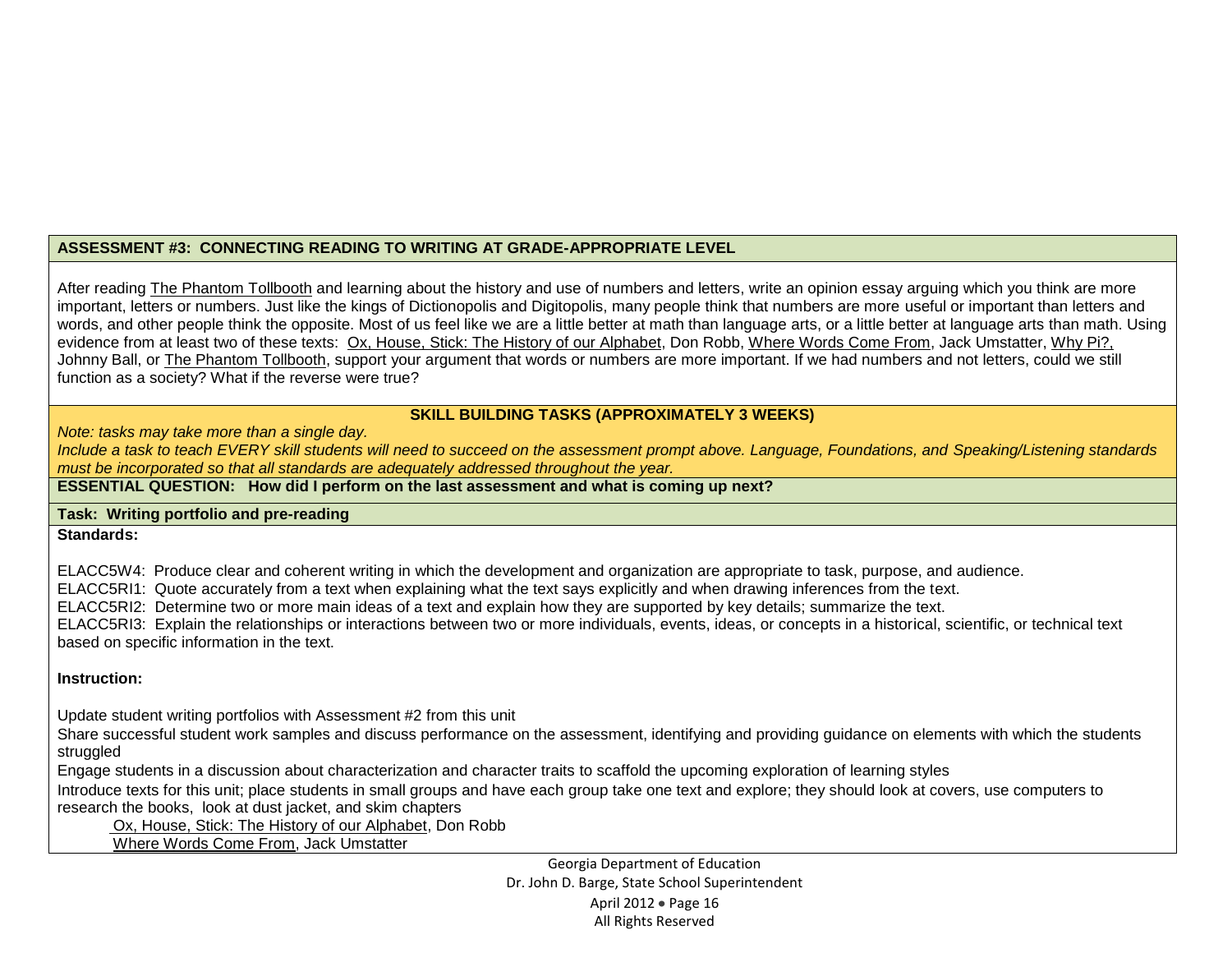**ASSESSMENT #3: CONNECTING READING TO WRITING AT GRADE-APPROPRIATE LEVEL**

After reading The Phantom Tollbooth and learning about the history and use of numbers and letters, write an opinion essay arguing which you think are more important, letters or numbers. Just like the kings of Dictionopolis and Digitopolis, many people think that numbers are more useful or important than letters and words, and other people think the opposite. Most of us feel like we are a little better at math than language arts, or a little better at language arts than math. Using evidence from at least two of these texts: Ox, House, Stick: The History of our Alphabet, Don Robb, Where Words Come From, Jack Umstatter, Why Pi?, Johnny Ball, or The Phantom Tollbooth, support your argument that words or numbers are more important. If we had numbers and not letters, could we still function as a society? What if the reverse were true?

**SKILL BUILDING TASKS (APPROXIMATELY 3 WEEKS)**

*Note: tasks may take more than a single day.*
*Include a task to teach EVERY skill students will need to succeed on the assessment prompt above. Language, Foundations, and Speaking/Listening standards must be incorporated so that all standards are adequately addressed throughout the year.*

**ESSENTIAL QUESTION: How did I perform on the last assessment and what is coming up next?**

**Task: Writing portfolio and pre-reading**

**Standards:**

ELACC5W4: Produce clear and coherent writing in which the development and organization are appropriate to task, purpose, and audience.
ELACC5RI1: Quote accurately from a text when explaining what the text says explicitly and when drawing inferences from the text.
ELACC5RI2: Determine two or more main ideas of a text and explain how they are supported by key details; summarize the text.
ELACC5RI3: Explain the relationships or interactions between two or more individuals, events, ideas, or concepts in a historical, scientific, or technical text based on specific information in the text.

**Instruction:**

Update student writing portfolios with Assessment #2 from this unit
Share successful student work samples and discuss performance on the assessment, identifying and providing guidance on elements with which the students struggled
Engage students in a discussion about characterization and character traits to scaffold the upcoming exploration of learning styles
Introduce texts for this unit; place students in small groups and have each group take one text and explore; they should look at covers, use computers to research the books, look at dust jacket, and skim chapters

- Ox, House, Stick: The History of our Alphabet, Don Robb
- Where Words Come From, Jack Umstatter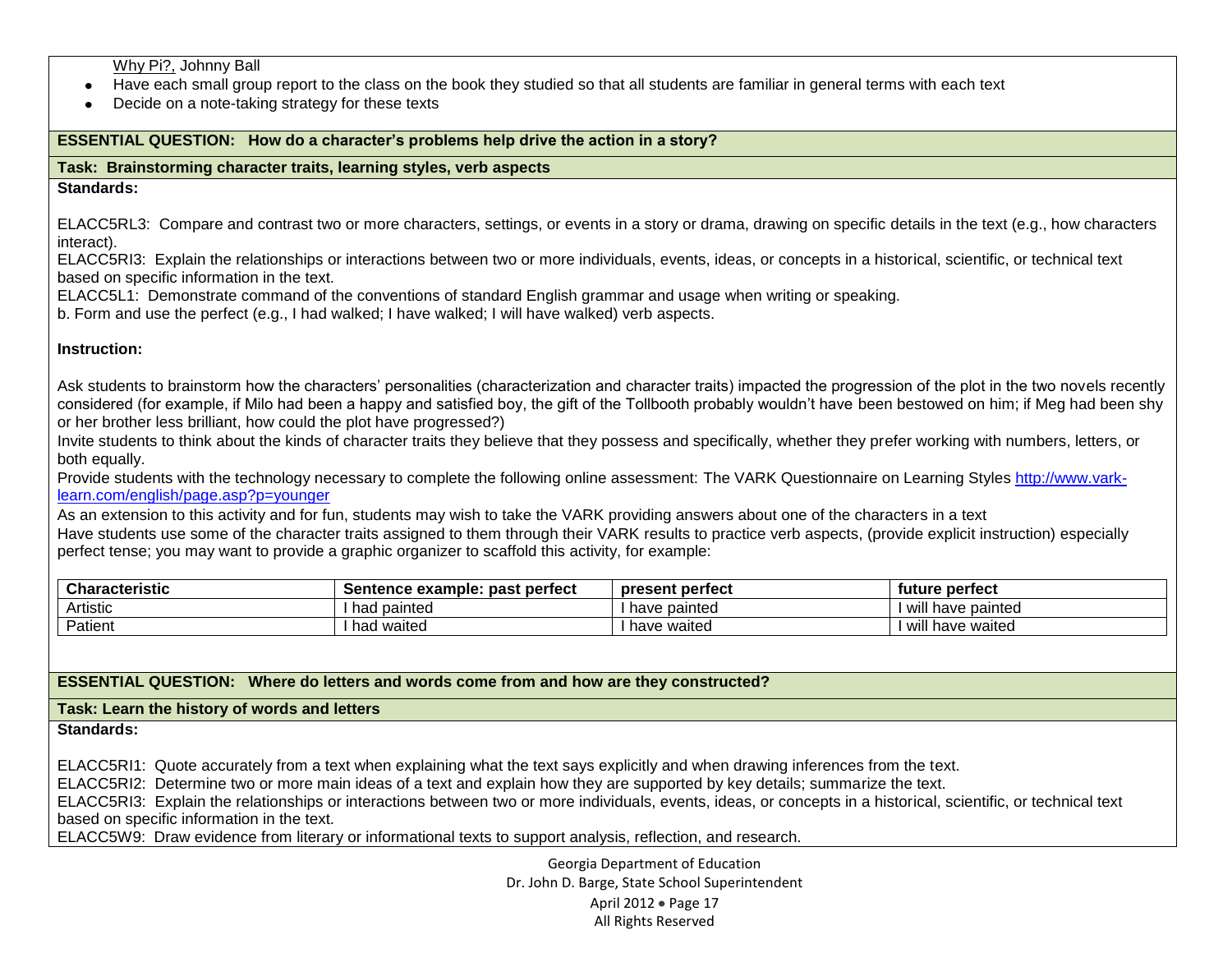Why Pi?, Johnny Ball

- Have each small group report to the class on the book they studied so that all students are familiar in general terms with each text
- Decide on a note-taking strategy for these texts

**ESSENTIAL QUESTION: How do a character's problems help drive the action in a story?**

**Task: Brainstorming character traits, learning styles, verb aspects**

**Standards:**

ELACC5RL3: Compare and contrast two or more characters, settings, or events in a story or drama, drawing on specific details in the text (e.g., how characters interact).
ELACC5RI3: Explain the relationships or interactions between two or more individuals, events, ideas, or concepts in a historical, scientific, or technical text based on specific information in the text.
ELACC5L1: Demonstrate command of the conventions of standard English grammar and usage when writing or speaking.
b. Form and use the perfect (e.g., I had walked; I have walked; I will have walked) verb aspects.

**Instruction:**

Ask students to brainstorm how the characters' personalities (characterization and character traits) impacted the progression of the plot in the two novels recently considered (for example, if Milo had been a happy and satisfied boy, the gift of the Tollbooth probably wouldn't have been bestowed on him; if Meg had been shy or her brother less brilliant, how could the plot have progressed?)
Invite students to think about the kinds of character traits they believe that they possess and specifically, whether they prefer working with numbers, letters, or both equally.
Provide students with the technology necessary to complete the following online assessment: The VARK Questionnaire on Learning Styles http://www.vark-learn.com/english/page.asp?p=younger
As an extension to this activity and for fun, students may wish to take the VARK providing answers about one of the characters in a text
Have students use some of the character traits assigned to them through their VARK results to practice verb aspects, (provide explicit instruction) especially perfect tense; you may want to provide a graphic organizer to scaffold this activity, for example:

| Characteristic | Sentence example: past perfect | present perfect | future perfect |
|---|---|---|---|
| Artistic | I had painted | I have painted | I will have painted |
| Patient | I had waited | I have waited | I will have waited |

**ESSENTIAL QUESTION: Where do letters and words come from and how are they constructed?**

**Task: Learn the history of words and letters**

**Standards:**

ELACC5RI1: Quote accurately from a text when explaining what the text says explicitly and when drawing inferences from the text.
ELACC5RI2: Determine two or more main ideas of a text and explain how they are supported by key details; summarize the text.
ELACC5RI3: Explain the relationships or interactions between two or more individuals, events, ideas, or concepts in a historical, scientific, or technical text based on specific information in the text.
ELACC5W9: Draw evidence from literary or informational texts to support analysis, reflection, and research.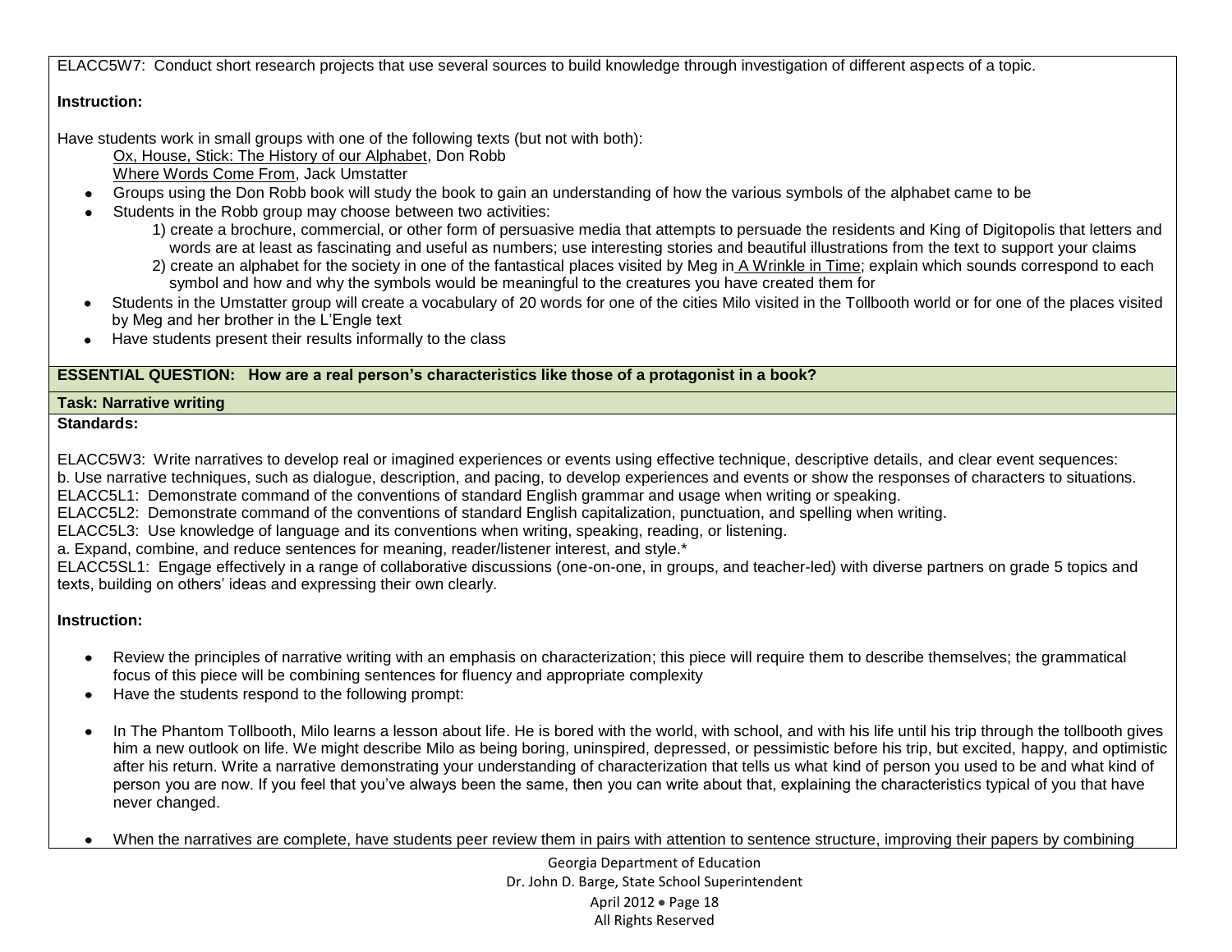ELACC5W7: Conduct short research projects that use several sources to build knowledge through investigation of different aspects of a topic.

**Instruction:**

Have students work in small groups with one of the following texts (but not with both):

Ox, House, Stick: The History of our Alphabet, Don Robb
Where Words Come From, Jack Umstatter

- Groups using the Don Robb book will study the book to gain an understanding of how the various symbols of the alphabet came to be
- Students in the Robb group may choose between two activities:
    1) create a brochure, commercial, or other form of persuasive media that attempts to persuade the residents and King of Digitopolis that letters and words are at least as fascinating and useful as numbers; use interesting stories and beautiful illustrations from the text to support your claims
    2) create an alphabet for the society in one of the fantastical places visited by Meg in A Wrinkle in Time; explain which sounds correspond to each symbol and how and why the symbols would be meaningful to the creatures you have created them for
- Students in the Umstatter group will create a vocabulary of 20 words for one of the cities Milo visited in the Tollbooth world or for one of the places visited by Meg and her brother in the L'Engle text
- Have students present their results informally to the class

**ESSENTIAL QUESTION: How are a real person's characteristics like those of a protagonist in a book?**

**Task: Narrative writing**

**Standards:**

ELACC5W3: Write narratives to develop real or imagined experiences or events using effective technique, descriptive details, and clear event sequences:
b. Use narrative techniques, such as dialogue, description, and pacing, to develop experiences and events or show the responses of characters to situations.
ELACC5L1: Demonstrate command of the conventions of standard English grammar and usage when writing or speaking.
ELACC5L2: Demonstrate command of the conventions of standard English capitalization, punctuation, and spelling when writing.
ELACC5L3: Use knowledge of language and its conventions when writing, speaking, reading, or listening.
a. Expand, combine, and reduce sentences for meaning, reader/listener interest, and style.*
ELACC5SL1: Engage effectively in a range of collaborative discussions (one-on-one, in groups, and teacher-led) with diverse partners on grade 5 topics and texts, building on others' ideas and expressing their own clearly.

**Instruction:**

- Review the principles of narrative writing with an emphasis on characterization; this piece will require them to describe themselves; the grammatical focus of this piece will be combining sentences for fluency and appropriate complexity
- Have the students respond to the following prompt:

- In The Phantom Tollbooth, Milo learns a lesson about life. He is bored with the world, with school, and with his life until his trip through the tollbooth gives him a new outlook on life. We might describe Milo as being boring, uninspired, depressed, or pessimistic before his trip, but excited, happy, and optimistic after his return. Write a narrative demonstrating your understanding of characterization that tells us what kind of person you used to be and what kind of person you are now. If you feel that you've always been the same, then you can write about that, explaining the characteristics typical of you that have never changed.

- When the narratives are complete, have students peer review them in pairs with attention to sentence structure, improving their papers by combining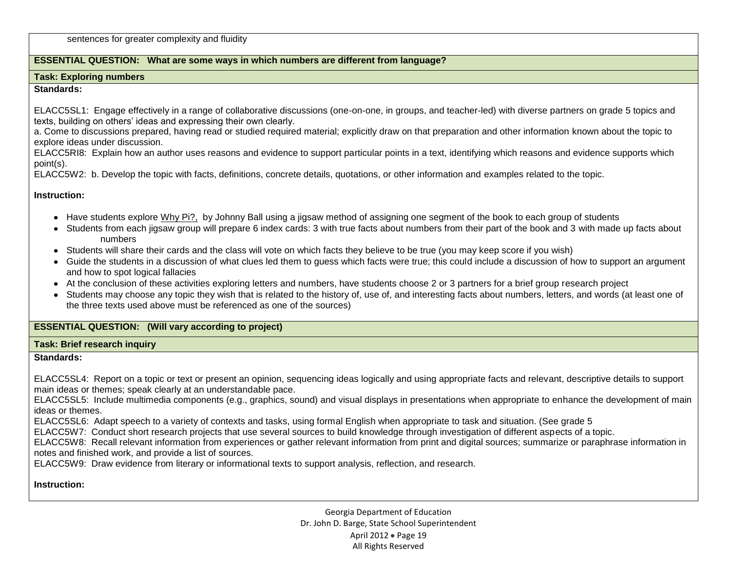sentences for greater complexity and fluidity

**ESSENTIAL QUESTION: What are some ways in which numbers are different from language?**

**Task: Exploring numbers**

**Standards:**

ELACC5SL1: Engage effectively in a range of collaborative discussions (one-on-one, in groups, and teacher-led) with diverse partners on grade 5 topics and texts, building on others' ideas and expressing their own clearly.
a. Come to discussions prepared, having read or studied required material; explicitly draw on that preparation and other information known about the topic to explore ideas under discussion.
ELACC5RI8: Explain how an author uses reasons and evidence to support particular points in a text, identifying which reasons and evidence supports which point(s).
ELACC5W2: b. Develop the topic with facts, definitions, concrete details, quotations, or other information and examples related to the topic.

**Instruction:**

- Have students explore Why Pi?, by Johnny Ball using a jigsaw method of assigning one segment of the book to each group of students
- Students from each jigsaw group will prepare 6 index cards: 3 with true facts about numbers from their part of the book and 3 with made up facts about numbers
- Students will share their cards and the class will vote on which facts they believe to be true (you may keep score if you wish)
- Guide the students in a discussion of what clues led them to guess which facts were true; this could include a discussion of how to support an argument and how to spot logical fallacies
- At the conclusion of these activities exploring letters and numbers, have students choose 2 or 3 partners for a brief group research project
- Students may choose any topic they wish that is related to the history of, use of, and interesting facts about numbers, letters, and words (at least one of the three texts used above must be referenced as one of the sources)

**ESSENTIAL QUESTION: (Will vary according to project)**

**Task: Brief research inquiry**

**Standards:**

ELACC5SL4: Report on a topic or text or present an opinion, sequencing ideas logically and using appropriate facts and relevant, descriptive details to support main ideas or themes; speak clearly at an understandable pace.
ELACC5SL5: Include multimedia components (e.g., graphics, sound) and visual displays in presentations when appropriate to enhance the development of main ideas or themes.
ELACC5SL6: Adapt speech to a variety of contexts and tasks, using formal English when appropriate to task and situation. (See grade 5
ELACC5W7: Conduct short research projects that use several sources to build knowledge through investigation of different aspects of a topic.
ELACC5W8: Recall relevant information from experiences or gather relevant information from print and digital sources; summarize or paraphrase information in notes and finished work, and provide a list of sources.
ELACC5W9: Draw evidence from literary or informational texts to support analysis, reflection, and research.

**Instruction:**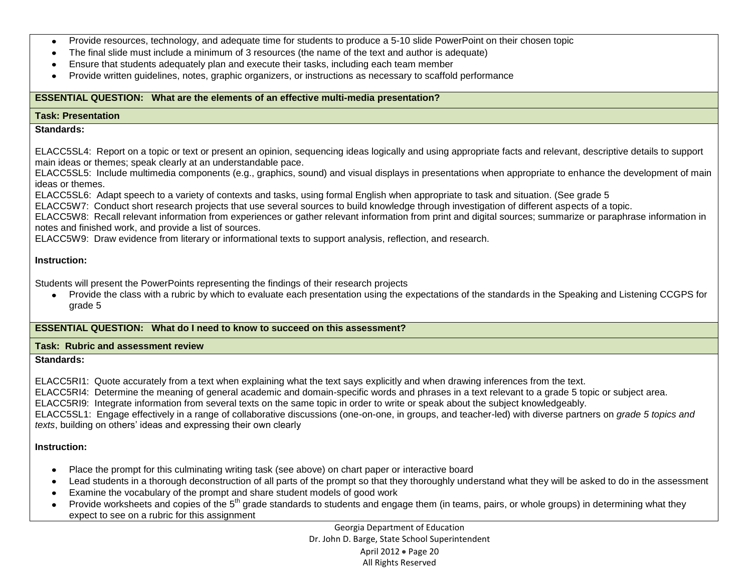- Provide resources, technology, and adequate time for students to produce a 5-10 slide PowerPoint on their chosen topic
- The final slide must include a minimum of 3 resources (the name of the text and author is adequate)
- Ensure that students adequately plan and execute their tasks, including each team member
- Provide written guidelines, notes, graphic organizers, or instructions as necessary to scaffold performance

**ESSENTIAL QUESTION: What are the elements of an effective multi-media presentation?**

**Task: Presentation**

**Standards:**

ELACC5SL4: Report on a topic or text or present an opinion, sequencing ideas logically and using appropriate facts and relevant, descriptive details to support main ideas or themes; speak clearly at an understandable pace.
ELACC5SL5: Include multimedia components (e.g., graphics, sound) and visual displays in presentations when appropriate to enhance the development of main ideas or themes.
ELACC5SL6: Adapt speech to a variety of contexts and tasks, using formal English when appropriate to task and situation. (See grade 5
ELACC5W7: Conduct short research projects that use several sources to build knowledge through investigation of different aspects of a topic.
ELACC5W8: Recall relevant information from experiences or gather relevant information from print and digital sources; summarize or paraphrase information in notes and finished work, and provide a list of sources.
ELACC5W9: Draw evidence from literary or informational texts to support analysis, reflection, and research.

**Instruction:**

Students will present the PowerPoints representing the findings of their research projects

- Provide the class with a rubric by which to evaluate each presentation using the expectations of the standards in the Speaking and Listening CCGPS for grade 5

**ESSENTIAL QUESTION: What do I need to know to succeed on this assessment?**

**Task: Rubric and assessment review**

**Standards:**

ELACC5RI1: Quote accurately from a text when explaining what the text says explicitly and when drawing inferences from the text.
ELACC5RI4: Determine the meaning of general academic and domain-specific words and phrases in a text relevant to a grade 5 topic or subject area.
ELACC5RI9: Integrate information from several texts on the same topic in order to write or speak about the subject knowledgeably.
ELACC5SL1: Engage effectively in a range of collaborative discussions (one-on-one, in groups, and teacher-led) with diverse partners on *grade 5 topics and texts*, building on others' ideas and expressing their own clearly

**Instruction:**

- Place the prompt for this culminating writing task (see above) on chart paper or interactive board
- Lead students in a thorough deconstruction of all parts of the prompt so that they thoroughly understand what they will be asked to do in the assessment
- Examine the vocabulary of the prompt and share student models of good work
- Provide worksheets and copies of the 5th grade standards to students and engage them (in teams, pairs, or whole groups) in determining what they expect to see on a rubric for this assignment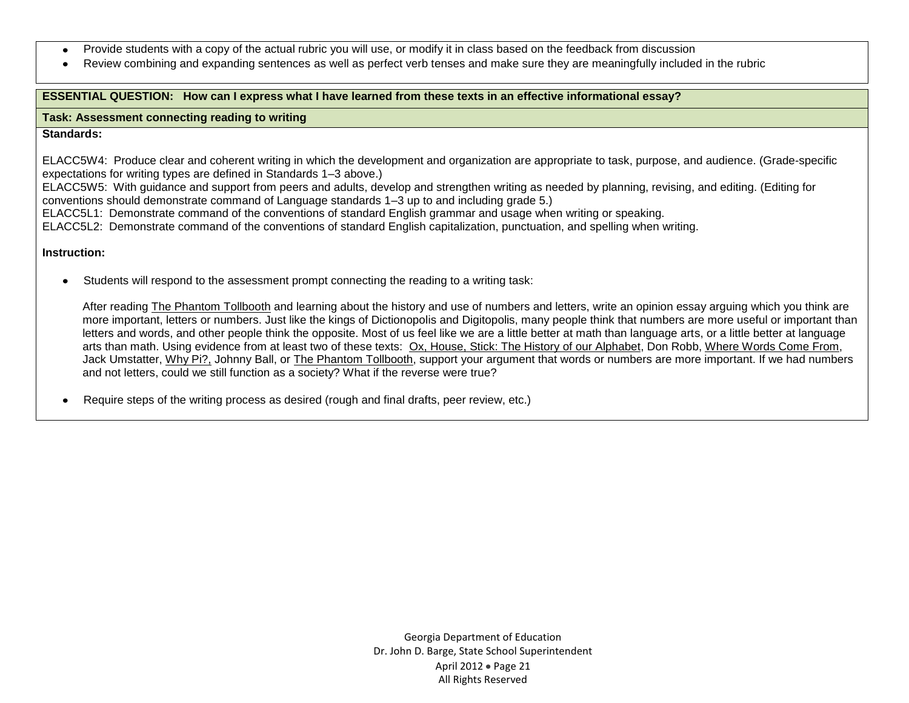- Provide students with a copy of the actual rubric you will use, or modify it in class based on the feedback from discussion
- Review combining and expanding sentences as well as perfect verb tenses and make sure they are meaningfully included in the rubric

**ESSENTIAL QUESTION: How can I express what I have learned from these texts in an effective informational essay?**

**Task: Assessment connecting reading to writing**

**Standards:**

ELACC5W4: Produce clear and coherent writing in which the development and organization are appropriate to task, purpose, and audience. (Grade-specific expectations for writing types are defined in Standards 1–3 above.)
ELACC5W5: With guidance and support from peers and adults, develop and strengthen writing as needed by planning, revising, and editing. (Editing for conventions should demonstrate command of Language standards 1–3 up to and including grade 5.)
ELACC5L1: Demonstrate command of the conventions of standard English grammar and usage when writing or speaking.
ELACC5L2: Demonstrate command of the conventions of standard English capitalization, punctuation, and spelling when writing.

**Instruction:**

- Students will respond to the assessment prompt connecting the reading to a writing task:

  After reading The Phantom Tollbooth and learning about the history and use of numbers and letters, write an opinion essay arguing which you think are more important, letters or numbers. Just like the kings of Dictionopolis and Digitopolis, many people think that numbers are more useful or important than letters and words, and other people think the opposite. Most of us feel like we are a little better at math than language arts, or a little better at language arts than math. Using evidence from at least two of these texts: Ox, House, Stick: The History of our Alphabet, Don Robb, Where Words Come From, Jack Umstatter, Why Pi?, Johnny Ball, or The Phantom Tollbooth, support your argument that words or numbers are more important. If we had numbers and not letters, could we still function as a society? What if the reverse were true?

- Require steps of the writing process as desired (rough and final drafts, peer review, etc.)